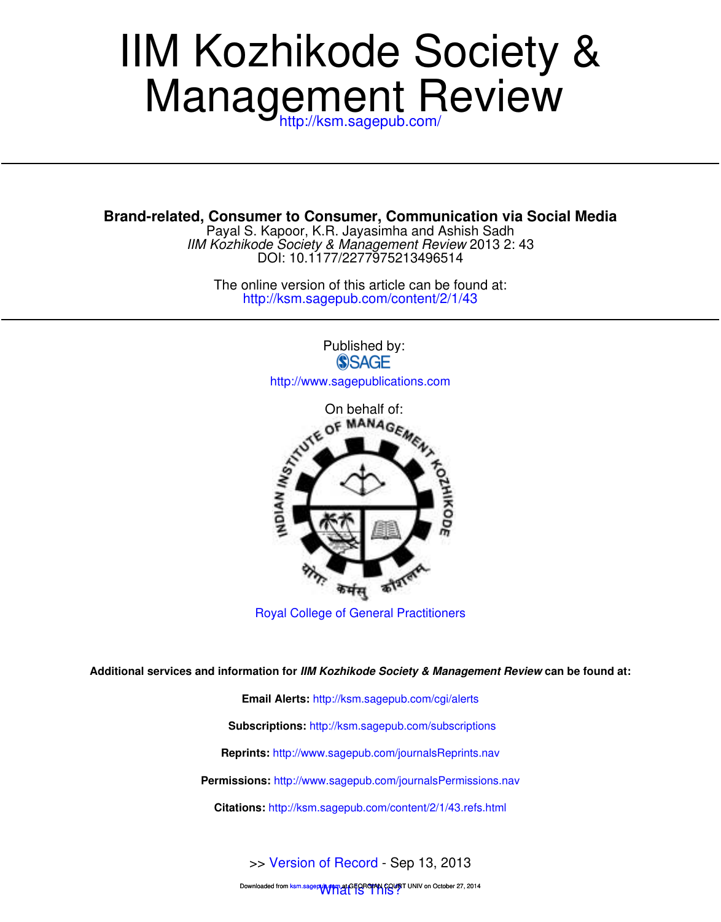# IIM Kozhikode Society & Management Review

http://ksm.sagepub.com/

## Brand-related, Consumer to Consumer, Communication via Social Media

Payal S. Kapoor, K.R. Jayasimha and Ashish Sadh
*IIM Kozhikode Society & Management Review* 2013 2: 43
DOI: 10.1177/2277975213496514

The online version of this article can be found at:
http://ksm.sagepub.com/content/2/1/43

Published by:
SAGE
http://www.sagepublications.com

On behalf of:

Royal College of General Practitioners

**Additional services and information for *IIM Kozhikode Society & Management Review* can be found at:**

**Email Alerts:** http://ksm.sagepub.com/cgi/alerts

**Subscriptions:** http://ksm.sagepub.com/subscriptions

**Reprints:** http://www.sagepub.com/journalsReprints.nav

**Permissions:** http://www.sagepub.com/journalsPermissions.nav

**Citations:** http://ksm.sagepub.com/content/2/1/43.refs.html

>> Version of Record - Sep 13, 2013

What is This?

Downloaded from ksm.sagepub.com at GEORGIAN COURT UNIV on October 27, 2014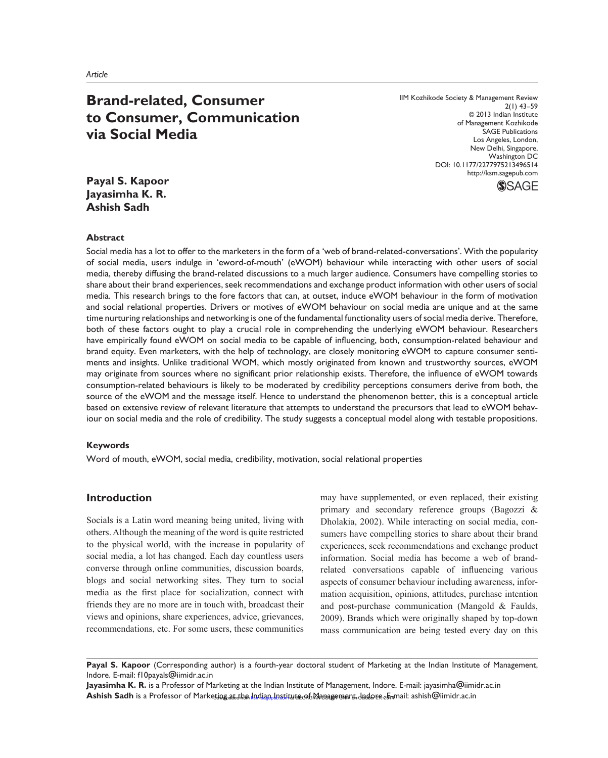*Article*

# Brand-related, Consumer to Consumer, Communication via Social Media

IIM Kozhikode Society & Management Review
2(1) 43–59
© 2013 Indian Institute of Management Kozhikode
SAGE Publications
Los Angeles, London, New Delhi, Singapore, Washington DC
DOI: 10.1177/2277975213496514
http://ksm.sagepub.com

**Payal S. Kapoor**
**Jayasimha K. R.**
**Ashish Sadh**

### Abstract

Social media has a lot to offer to the marketers in the form of a 'web of brand-related-conversations'. With the popularity of social media, users indulge in 'eword-of-mouth' (eWOM) behaviour while interacting with other users of social media, thereby diffusing the brand-related discussions to a much larger audience. Consumers have compelling stories to share about their brand experiences, seek recommendations and exchange product information with other users of social media. This research brings to the fore factors that can, at outset, induce eWOM behaviour in the form of motivation and social relational properties. Drivers or motives of eWOM behaviour on social media are unique and at the same time nurturing relationships and networking is one of the fundamental functionality users of social media derive. Therefore, both of these factors ought to play a crucial role in comprehending the underlying eWOM behaviour. Researchers have empirically found eWOM on social media to be capable of influencing, both, consumption-related behaviour and brand equity. Even marketers, with the help of technology, are closely monitoring eWOM to capture consumer sentiments and insights. Unlike traditional WOM, which mostly originated from known and trustworthy sources, eWOM may originate from sources where no significant prior relationship exists. Therefore, the influence of eWOM towards consumption-related behaviours is likely to be moderated by credibility perceptions consumers derive from both, the source of the eWOM and the message itself. Hence to understand the phenomenon better, this is a conceptual article based on extensive review of relevant literature that attempts to understand the precursors that lead to eWOM behaviour on social media and the role of credibility. The study suggests a conceptual model along with testable propositions.

### Keywords

Word of mouth, eWOM, social media, credibility, motivation, social relational properties

## Introduction

Socials is a Latin word meaning being united, living with others. Although the meaning of the word is quite restricted to the physical world, with the increase in popularity of social media, a lot has changed. Each day countless users converse through online communities, discussion boards, blogs and social networking sites. They turn to social media as the first place for socialization, connect with friends they are no more are in touch with, broadcast their views and opinions, share experiences, advice, grievances, recommendations, etc. For some users, these communities may have supplemented, or even replaced, their existing primary and secondary reference groups (Bagozzi & Dholakia, 2002). While interacting on social media, consumers have compelling stories to share about their brand experiences, seek recommendations and exchange product information. Social media has become a web of brand-related conversations capable of influencing various aspects of consumer behaviour including awareness, information acquisition, opinions, attitudes, purchase intention and post-purchase communication (Mangold & Faulds, 2009). Brands which were originally shaped by top-down mass communication are being tested every day on this

---

**Payal S. Kapoor** (Corresponding author) is a fourth-year doctoral student of Marketing at the Indian Institute of Management, Indore. E-mail: f10payals@iimidr.ac.in

**Jayasimha K. R.** is a Professor of Marketing at the Indian Institute of Management, Indore. E-mail: jayasimha@iimidr.ac.in

**Ashish Sadh** is a Professor of Marketing at the Indian Institute of Management, Indore. E-mail: ashish@iimidr.ac.in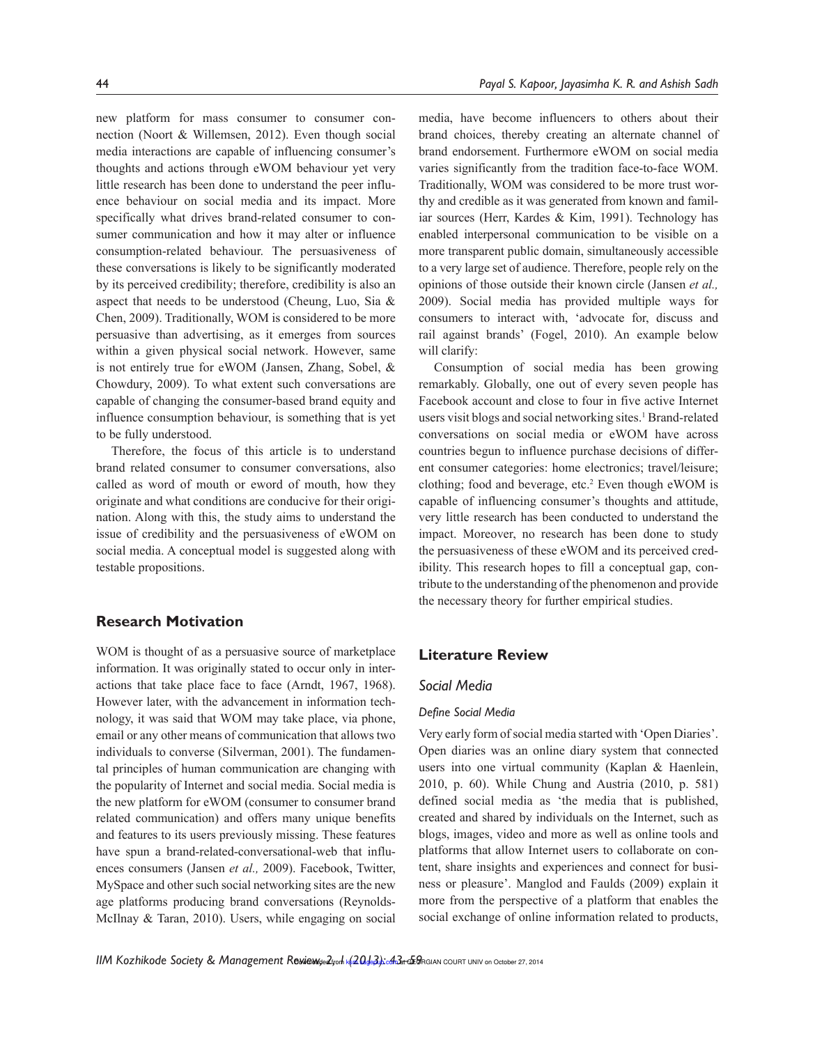new platform for mass consumer to consumer connection (Noort & Willemsen, 2012). Even though social media interactions are capable of influencing consumer's thoughts and actions through eWOM behaviour yet very little research has been done to understand the peer influence behaviour on social media and its impact. More specifically what drives brand-related consumer to consumer communication and how it may alter or influence consumption-related behaviour. The persuasiveness of these conversations is likely to be significantly moderated by its perceived credibility; therefore, credibility is also an aspect that needs to be understood (Cheung, Luo, Sia & Chen, 2009). Traditionally, WOM is considered to be more persuasive than advertising, as it emerges from sources within a given physical social network. However, same is not entirely true for eWOM (Jansen, Zhang, Sobel, & Chowdury, 2009). To what extent such conversations are capable of changing the consumer-based brand equity and influence consumption behaviour, is something that is yet to be fully understood.

Therefore, the focus of this article is to understand brand related consumer to consumer conversations, also called as word of mouth or eword of mouth, how they originate and what conditions are conducive for their origination. Along with this, the study aims to understand the issue of credibility and the persuasiveness of eWOM on social media. A conceptual model is suggested along with testable propositions.

## Research Motivation

WOM is thought of as a persuasive source of marketplace information. It was originally stated to occur only in interactions that take place face to face (Arndt, 1967, 1968). However later, with the advancement in information technology, it was said that WOM may take place, via phone, email or any other means of communication that allows two individuals to converse (Silverman, 2001). The fundamental principles of human communication are changing with the popularity of Internet and social media. Social media is the new platform for eWOM (consumer to consumer brand related communication) and offers many unique benefits and features to its users previously missing. These features have spun a brand-related-conversational-web that influences consumers (Jansen *et al.,* 2009). Facebook, Twitter, MySpace and other such social networking sites are the new age platforms producing brand conversations (Reynolds-McIlnay & Taran, 2010). Users, while engaging on social media, have become influencers to others about their brand choices, thereby creating an alternate channel of brand endorsement. Furthermore eWOM on social media varies significantly from the tradition face-to-face WOM. Traditionally, WOM was considered to be more trust worthy and credible as it was generated from known and familiar sources (Herr, Kardes & Kim, 1991). Technology has enabled interpersonal communication to be visible on a more transparent public domain, simultaneously accessible to a very large set of audience. Therefore, people rely on the opinions of those outside their known circle (Jansen *et al.,* 2009). Social media has provided multiple ways for consumers to interact with, 'advocate for, discuss and rail against brands' (Fogel, 2010). An example below will clarify:

Consumption of social media has been growing remarkably. Globally, one out of every seven people has Facebook account and close to four in five active Internet users visit blogs and social networking sites.[1] Brand-related conversations on social media or eWOM have across countries begun to influence purchase decisions of different consumer categories: home electronics; travel/leisure; clothing; food and beverage, etc.[2] Even though eWOM is capable of influencing consumer's thoughts and attitude, very little research has been conducted to understand the impact. Moreover, no research has been done to study the persuasiveness of these eWOM and its perceived credibility. This research hopes to fill a conceptual gap, contribute to the understanding of the phenomenon and provide the necessary theory for further empirical studies.

## Literature Review

### *Social Media*

#### *Define Social Media*

Very early form of social media started with 'Open Diaries'. Open diaries was an online diary system that connected users into one virtual community (Kaplan & Haenlein, 2010, p. 60). While Chung and Austria (2010, p. 581) defined social media as 'the media that is published, created and shared by individuals on the Internet, such as blogs, images, video and more as well as online tools and platforms that allow Internet users to collaborate on content, share insights and experiences and connect for business or pleasure'. Manglod and Faulds (2009) explain it more from the perspective of a platform that enables the social exchange of online information related to products,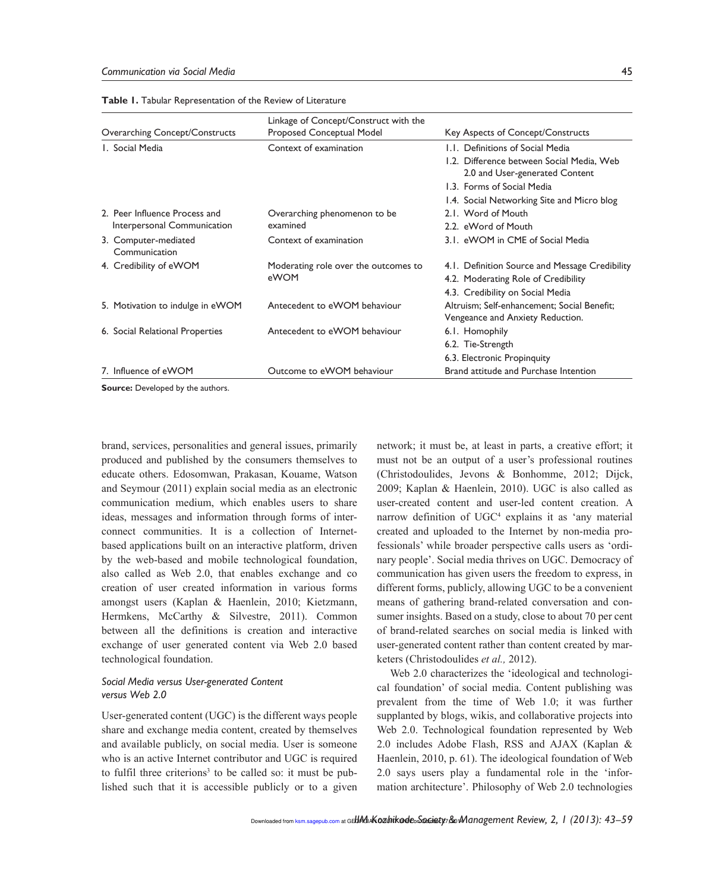**Table 1.** Tabular Representation of the Review of Literature

| Overarching Concept/Constructs | Linkage of Concept/Construct with the Proposed Conceptual Model | Key Aspects of Concept/Constructs |
|---|---|---|
| 1. Social Media | Context of examination | 1.1. Definitions of Social Media |
| | | 1.2. Difference between Social Media, Web 2.0 and User-generated Content |
| | | 1.3. Forms of Social Media |
| | | 1.4. Social Networking Site and Micro blog |
| 2. Peer Influence Process and Interpersonal Communication | Overarching phenomenon to be examined | 2.1. Word of Mouth |
| | | 2.2. eWord of Mouth |
| 3. Computer-mediated Communication | Context of examination | 3.1. eWOM in CME of Social Media |
| 4. Credibility of eWOM | Moderating role over the outcomes to eWOM | 4.1. Definition Source and Message Credibility |
| | | 4.2. Moderating Role of Credibility |
| | | 4.3. Credibility on Social Media |
| 5. Motivation to indulge in eWOM | Antecedent to eWOM behaviour | Altruism; Self-enhancement; Social Benefit; Vengeance and Anxiety Reduction. |
| 6. Social Relational Properties | Antecedent to eWOM behaviour | 6.1. Homophily |
| | | 6.2. Tie-Strength |
| | | 6.3. Electronic Propinquity |
| 7. Influence of eWOM | Outcome to eWOM behaviour | Brand attitude and Purchase Intention |

**Source:** Developed by the authors.

brand, services, personalities and general issues, primarily produced and published by the consumers themselves to educate others. Edosomwan, Prakasan, Kouame, Watson and Seymour (2011) explain social media as an electronic communication medium, which enables users to share ideas, messages and information through forms of interconnect communities. It is a collection of Internet-based applications built on an interactive platform, driven by the web-based and mobile technological foundation, also called as Web 2.0, that enables exchange and co creation of user created information in various forms amongst users (Kaplan & Haenlein, 2010; Kietzmann, Hermkens, McCarthy & Silvestre, 2011). Common between all the definitions is creation and interactive exchange of user generated content via Web 2.0 based technological foundation.

### *Social Media versus User-generated Content versus Web 2.0*

User-generated content (UGC) is the different ways people share and exchange media content, created by themselves and available publicly, on social media. User is someone who is an active Internet contributor and UGC is required to fulfil three criterions[3] to be called so: it must be published such that it is accessible publicly or to a given network; it must be, at least in parts, a creative effort; it must not be an output of a user's professional routines (Christodoulides, Jevons & Bonhomme, 2012; Dijck, 2009; Kaplan & Haenlein, 2010). UGC is also called as user-created content and user-led content creation. A narrow definition of UGC[4] explains it as 'any material created and uploaded to the Internet by non-media professionals' while broader perspective calls users as 'ordinary people'. Social media thrives on UGC. Democracy of communication has given users the freedom to express, in different forms, publicly, allowing UGC to be a convenient means of gathering brand-related conversation and consumer insights. Based on a study, close to about 70 per cent of brand-related searches on social media is linked with user-generated content rather than content created by marketers (Christodoulides *et al.,* 2012).

Web 2.0 characterizes the 'ideological and technological foundation' of social media. Content publishing was prevalent from the time of Web 1.0; it was further supplanted by blogs, wikis, and collaborative projects into Web 2.0. Technological foundation represented by Web 2.0 includes Adobe Flash, RSS and AJAX (Kaplan & Haenlein, 2010, p. 61). The ideological foundation of Web 2.0 says users play a fundamental role in the 'information architecture'. Philosophy of Web 2.0 technologies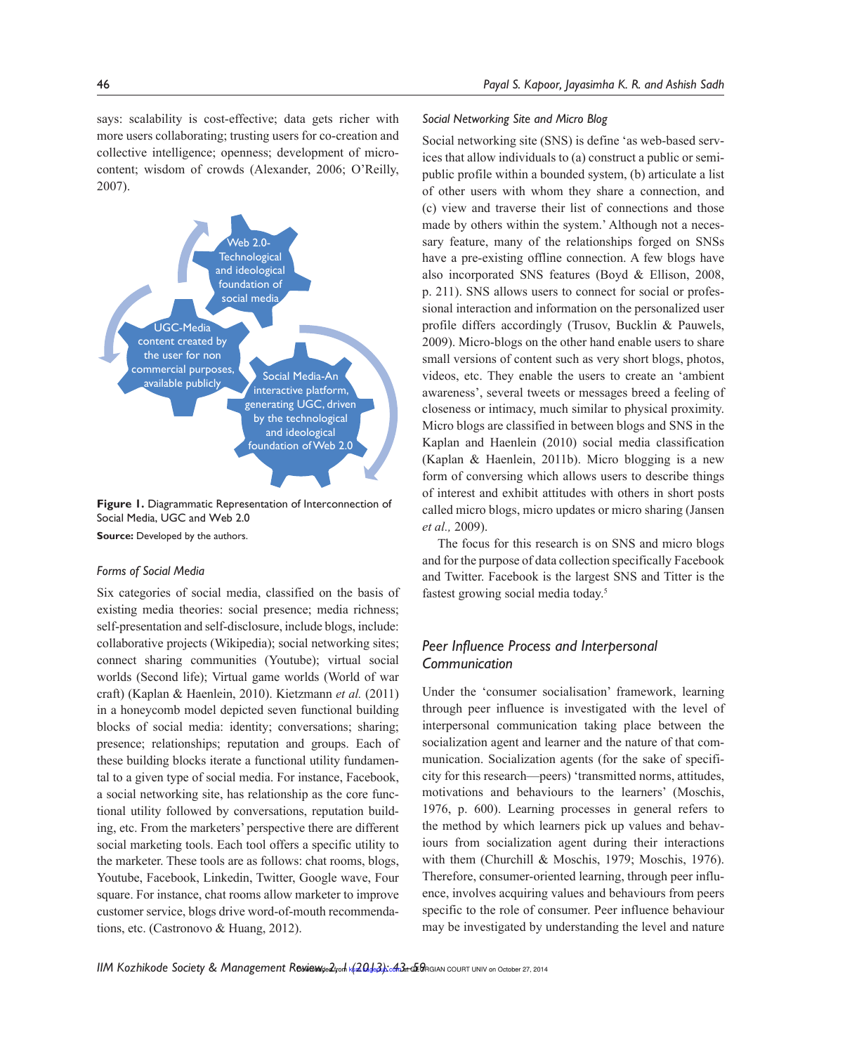says: scalability is cost-effective; data gets richer with more users collaborating; trusting users for co-creation and collective intelligence; openness; development of micro-content; wisdom of crowds (Alexander, 2006; O'Reilly, 2007).

Web 2.0-Technological and ideological foundation of social media

UGC-Media content created by the user for non commercial purposes, available publicly

Social Media-An interactive platform, generating UGC, driven by the technological and ideological foundation of Web 2.0

**Figure 1.** Diagrammatic Representation of Interconnection of Social Media, UGC and Web 2.0

**Source:** Developed by the authors.

### *Forms of Social Media*

Six categories of social media, classified on the basis of existing media theories: social presence; media richness; self-presentation and self-disclosure, include blogs, include: collaborative projects (Wikipedia); social networking sites; connect sharing communities (Youtube); virtual social worlds (Second life); Virtual game worlds (World of war craft) (Kaplan & Haenlein, 2010). Kietzmann *et al.* (2011) in a honeycomb model depicted seven functional building blocks of social media: identity; conversations; sharing; presence; relationships; reputation and groups. Each of these building blocks iterate a functional utility fundamental to a given type of social media. For instance, Facebook, a social networking site, has relationship as the core functional utility followed by conversations, reputation building, etc. From the marketers' perspective there are different social marketing tools. Each tool offers a specific utility to the marketer. These tools are as follows: chat rooms, blogs, Youtube, Facebook, Linkedin, Twitter, Google wave, Four square. For instance, chat rooms allow marketer to improve customer service, blogs drive word-of-mouth recommendations, etc. (Castronovo & Huang, 2012).

### *Social Networking Site and Micro Blog*

Social networking site (SNS) is define 'as web-based services that allow individuals to (a) construct a public or semi-public profile within a bounded system, (b) articulate a list of other users with whom they share a connection, and (c) view and traverse their list of connections and those made by others within the system.' Although not a necessary feature, many of the relationships forged on SNSs have a pre-existing offline connection. A few blogs have also incorporated SNS features (Boyd & Ellison, 2008, p. 211). SNS allows users to connect for social or professional interaction and information on the personalized user profile differs accordingly (Trusov, Bucklin & Pauwels, 2009). Micro-blogs on the other hand enable users to share small versions of content such as very short blogs, photos, videos, etc. They enable the users to create an 'ambient awareness', several tweets or messages breed a feeling of closeness or intimacy, much similar to physical proximity. Micro blogs are classified in between blogs and SNS in the Kaplan and Haenlein (2010) social media classification (Kaplan & Haenlein, 2011b). Micro blogging is a new form of conversing which allows users to describe things of interest and exhibit attitudes with others in short posts called micro blogs, micro updates or micro sharing (Jansen *et al.,* 2009).

The focus for this research is on SNS and micro blogs and for the purpose of data collection specifically Facebook and Twitter. Facebook is the largest SNS and Titter is the fastest growing social media today.[5]

## *Peer Influence Process and Interpersonal Communication*

Under the 'consumer socialisation' framework, learning through peer influence is investigated with the level of interpersonal communication taking place between the socialization agent and learner and the nature of that communication. Socialization agents (for the sake of specificity for this research—peers) 'transmitted norms, attitudes, motivations and behaviours to the learners' (Moschis, 1976, p. 600). Learning processes in general refers to the method by which learners pick up values and behaviours from socialization agent during their interactions with them (Churchill & Moschis, 1979; Moschis, 1976). Therefore, consumer-oriented learning, through peer influence, involves acquiring values and behaviours from peers specific to the role of consumer. Peer influence behaviour may be investigated by understanding the level and nature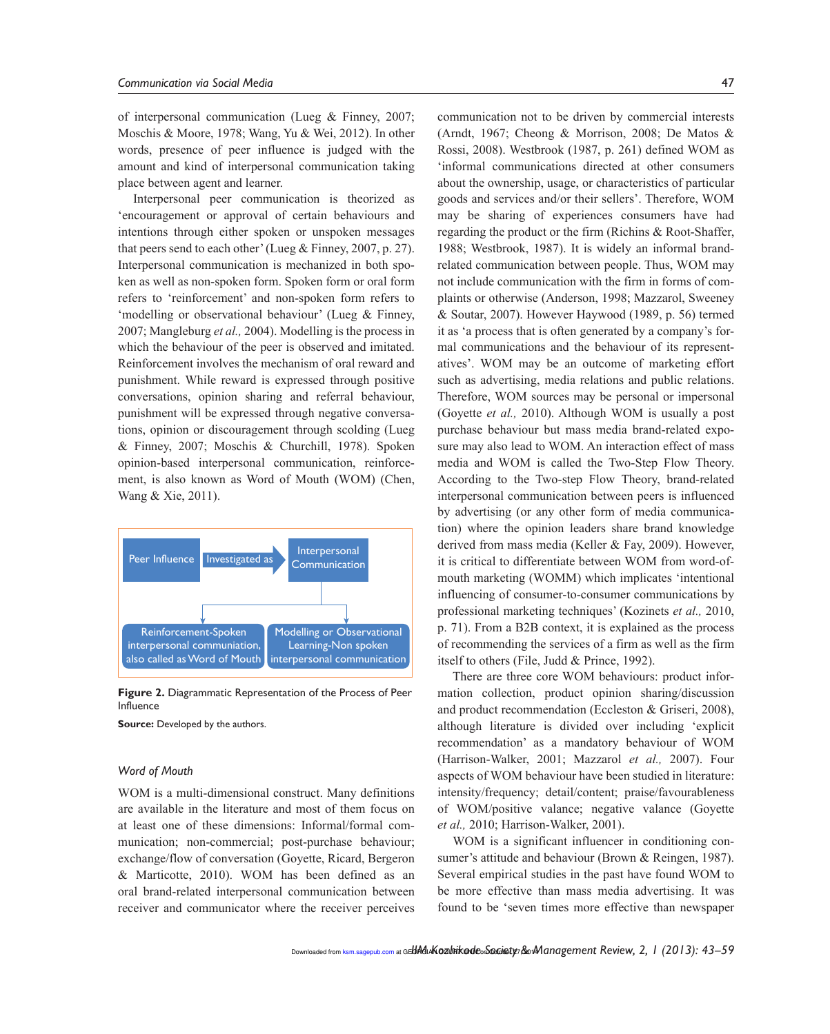of interpersonal communication (Lueg & Finney, 2007; Moschis & Moore, 1978; Wang, Yu & Wei, 2012). In other words, presence of peer influence is judged with the amount and kind of interpersonal communication taking place between agent and learner.

Interpersonal peer communication is theorized as 'encouragement or approval of certain behaviours and intentions through either spoken or unspoken messages that peers send to each other' (Lueg & Finney, 2007, p. 27). Interpersonal communication is mechanized in both spoken as well as non-spoken form. Spoken form or oral form refers to 'reinforcement' and non-spoken form refers to 'modelling or observational behaviour' (Lueg & Finney, 2007; Mangleburg *et al.,* 2004). Modelling is the process in which the behaviour of the peer is observed and imitated. Reinforcement involves the mechanism of oral reward and punishment. While reward is expressed through positive conversations, opinion sharing and referral behaviour, punishment will be expressed through negative conversations, opinion or discouragement through scolding (Lueg & Finney, 2007; Moschis & Churchill, 1978). Spoken opinion-based interpersonal communication, reinforcement, is also known as Word of Mouth (WOM) (Chen, Wang & Xie, 2011).

Peer Influence
Investigated as
Interpersonal Communication
Reinforcement-Spoken interpersonal communiation, also called as Word of Mouth
Modelling or Observational Learning-Non spoken interpersonal communication

**Figure 2.** Diagrammatic Representation of the Process of Peer Influence

**Source:** Developed by the authors.

### *Word of Mouth*

WOM is a multi-dimensional construct. Many definitions are available in the literature and most of them focus on at least one of these dimensions: Informal/formal communication; non-commercial; post-purchase behaviour; exchange/flow of conversation (Goyette, Ricard, Bergeron & Marticotte, 2010). WOM has been defined as an oral brand-related interpersonal communication between receiver and communicator where the receiver perceives communication not to be driven by commercial interests (Arndt, 1967; Cheong & Morrison, 2008; De Matos & Rossi, 2008). Westbrook (1987, p. 261) defined WOM as 'informal communications directed at other consumers about the ownership, usage, or characteristics of particular goods and services and/or their sellers'. Therefore, WOM may be sharing of experiences consumers have had regarding the product or the firm (Richins & Root-Shaffer, 1988; Westbrook, 1987). It is widely an informal brand-related communication between people. Thus, WOM may not include communication with the firm in forms of complaints or otherwise (Anderson, 1998; Mazzarol, Sweeney & Soutar, 2007). However Haywood (1989, p. 56) termed it as 'a process that is often generated by a company's formal communications and the behaviour of its representatives'. WOM may be an outcome of marketing effort such as advertising, media relations and public relations. Therefore, WOM sources may be personal or impersonal (Goyette *et al.,* 2010). Although WOM is usually a post purchase behaviour but mass media brand-related exposure may also lead to WOM. An interaction effect of mass media and WOM is called the Two-Step Flow Theory. According to the Two-step Flow Theory, brand-related interpersonal communication between peers is influenced by advertising (or any other form of media communication) where the opinion leaders share brand knowledge derived from mass media (Keller & Fay, 2009). However, it is critical to differentiate between WOM from word-of-mouth marketing (WOMM) which implicates 'intentional influencing of consumer-to-consumer communications by professional marketing techniques' (Kozinets *et al.,* 2010, p. 71). From a B2B context, it is explained as the process of recommending the services of a firm as well as the firm itself to others (File, Judd & Prince, 1992).

There are three core WOM behaviours: product information collection, product opinion sharing/discussion and product recommendation (Eccleston & Griseri, 2008), although literature is divided over including 'explicit recommendation' as a mandatory behaviour of WOM (Harrison-Walker, 2001; Mazzarol *et al.,* 2007). Four aspects of WOM behaviour have been studied in literature: intensity/frequency; detail/content; praise/favourableness of WOM/positive valance; negative valance (Goyette *et al.,* 2010; Harrison-Walker, 2001).

WOM is a significant influencer in conditioning consumer's attitude and behaviour (Brown & Reingen, 1987). Several empirical studies in the past have found WOM to be more effective than mass media advertising. It was found to be 'seven times more effective than newspaper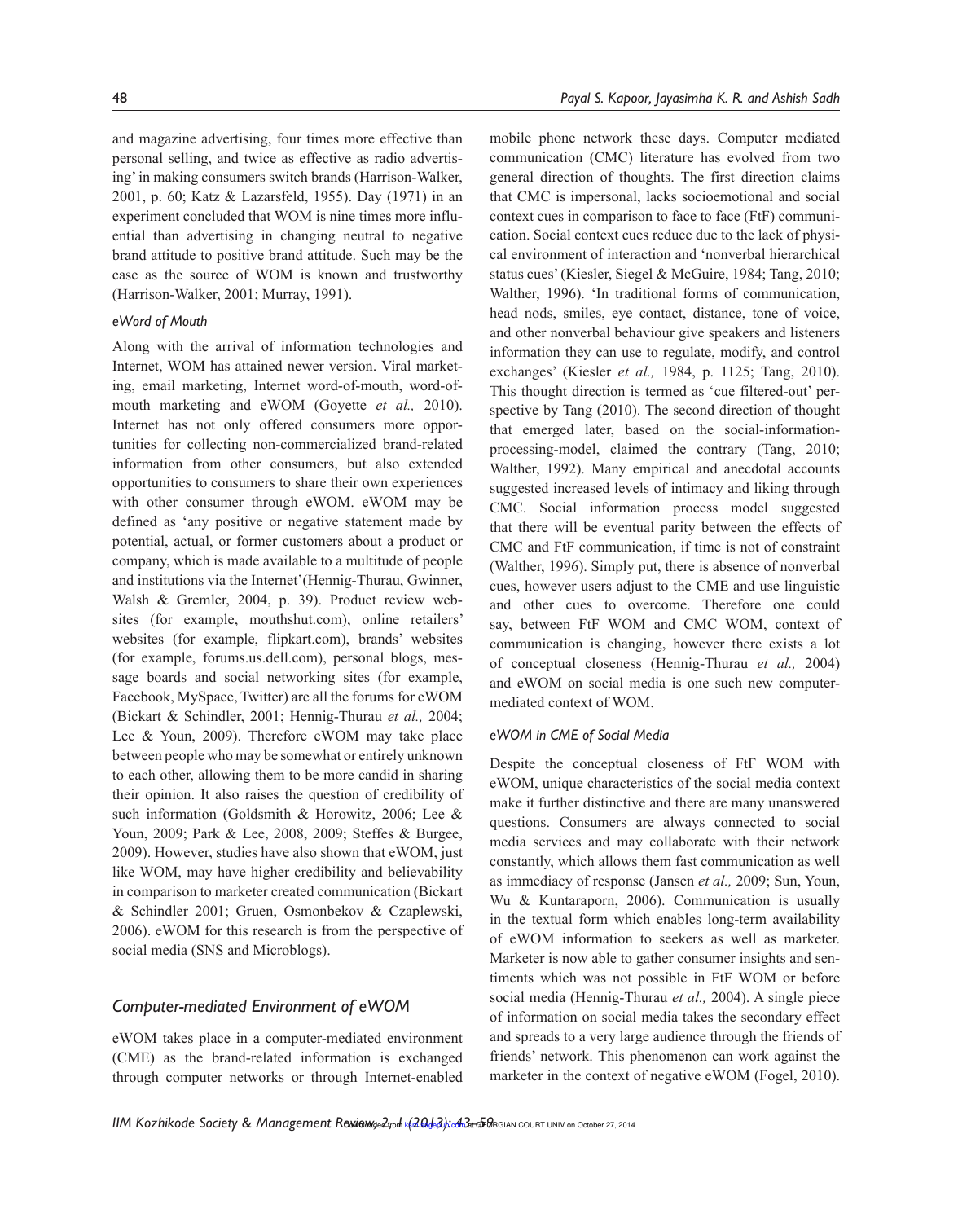and magazine advertising, four times more effective than personal selling, and twice as effective as radio advertising' in making consumers switch brands (Harrison-Walker, 2001, p. 60; Katz & Lazarsfeld, 1955). Day (1971) in an experiment concluded that WOM is nine times more influential than advertising in changing neutral to negative brand attitude to positive brand attitude. Such may be the case as the source of WOM is known and trustworthy (Harrison-Walker, 2001; Murray, 1991).

#### *eWord of Mouth*

Along with the arrival of information technologies and Internet, WOM has attained newer version. Viral marketing, email marketing, Internet word-of-mouth, word-of-mouth marketing and eWOM (Goyette *et al.,* 2010). Internet has not only offered consumers more opportunities for collecting non-commercialized brand-related information from other consumers, but also extended opportunities to consumers to share their own experiences with other consumer through eWOM. eWOM may be defined as 'any positive or negative statement made by potential, actual, or former customers about a product or company, which is made available to a multitude of people and institutions via the Internet'(Hennig-Thurau, Gwinner, Walsh & Gremler, 2004, p. 39). Product review websites (for example, mouthshut.com), online retailers' websites (for example, flipkart.com), brands' websites (for example, forums.us.dell.com), personal blogs, message boards and social networking sites (for example, Facebook, MySpace, Twitter) are all the forums for eWOM (Bickart & Schindler, 2001; Hennig-Thurau *et al.,* 2004; Lee & Youn, 2009). Therefore eWOM may take place between people who may be somewhat or entirely unknown to each other, allowing them to be more candid in sharing their opinion. It also raises the question of credibility of such information (Goldsmith & Horowitz, 2006; Lee & Youn, 2009; Park & Lee, 2008, 2009; Steffes & Burgee, 2009). However, studies have also shown that eWOM, just like WOM, may have higher credibility and believability in comparison to marketer created communication (Bickart & Schindler 2001; Gruen, Osmonbekov & Czaplewski, 2006). eWOM for this research is from the perspective of social media (SNS and Microblogs).

## *Computer-mediated Environment of eWOM*

eWOM takes place in a computer-mediated environment (CME) as the brand-related information is exchanged through computer networks or through Internet-enabled mobile phone network these days. Computer mediated communication (CMC) literature has evolved from two general direction of thoughts. The first direction claims that CMC is impersonal, lacks socioemotional and social context cues in comparison to face to face (FtF) communication. Social context cues reduce due to the lack of physical environment of interaction and 'nonverbal hierarchical status cues' (Kiesler, Siegel & McGuire, 1984; Tang, 2010; Walther, 1996). 'In traditional forms of communication, head nods, smiles, eye contact, distance, tone of voice, and other nonverbal behaviour give speakers and listeners information they can use to regulate, modify, and control exchanges' (Kiesler *et al.,* 1984, p. 1125; Tang, 2010). This thought direction is termed as 'cue filtered-out' perspective by Tang (2010). The second direction of thought that emerged later, based on the social-information-processing-model, claimed the contrary (Tang, 2010; Walther, 1992). Many empirical and anecdotal accounts suggested increased levels of intimacy and liking through CMC. Social information process model suggested that there will be eventual parity between the effects of CMC and FtF communication, if time is not of constraint (Walther, 1996). Simply put, there is absence of nonverbal cues, however users adjust to the CME and use linguistic and other cues to overcome. Therefore one could say, between FtF WOM and CMC WOM, context of communication is changing, however there exists a lot of conceptual closeness (Hennig-Thurau *et al.,* 2004) and eWOM on social media is one such new computer-mediated context of WOM.

#### *eWOM in CME of Social Media*

Despite the conceptual closeness of FtF WOM with eWOM, unique characteristics of the social media context make it further distinctive and there are many unanswered questions. Consumers are always connected to social media services and may collaborate with their network constantly, which allows them fast communication as well as immediacy of response (Jansen *et al.,* 2009; Sun, Youn, Wu & Kuntaraporn, 2006). Communication is usually in the textual form which enables long-term availability of eWOM information to seekers as well as marketer. Marketer is now able to gather consumer insights and sentiments which was not possible in FtF WOM or before social media (Hennig-Thurau *et al.,* 2004). A single piece of information on social media takes the secondary effect and spreads to a very large audience through the friends of friends' network. This phenomenon can work against the marketer in the context of negative eWOM (Fogel, 2010).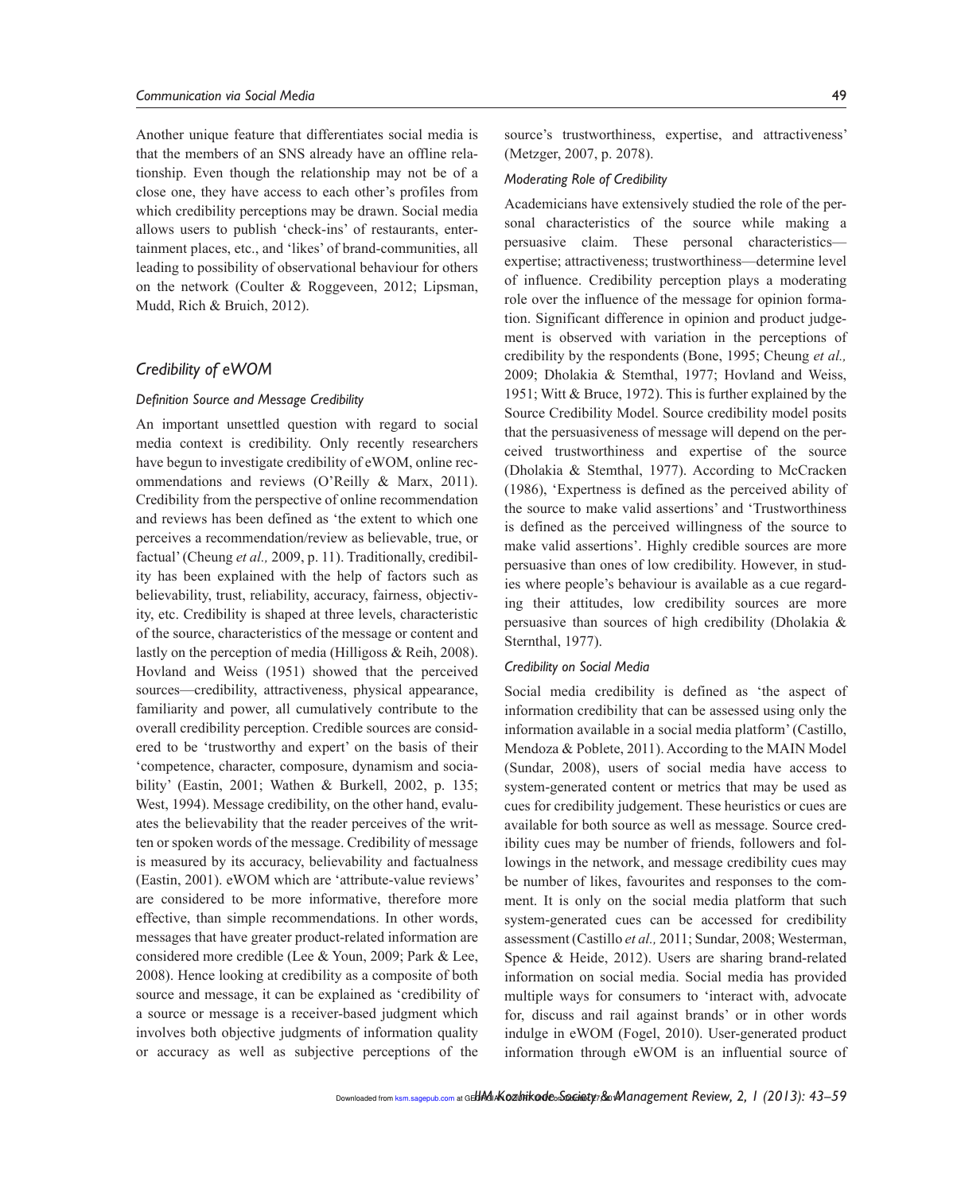Another unique feature that differentiates social media is that the members of an SNS already have an offline relationship. Even though the relationship may not be of a close one, they have access to each other's profiles from which credibility perceptions may be drawn. Social media allows users to publish 'check-ins' of restaurants, entertainment places, etc., and 'likes' of brand-communities, all leading to possibility of observational behaviour for others on the network (Coulter & Roggeveen, 2012; Lipsman, Mudd, Rich & Bruich, 2012).

## Credibility of eWOM

### Definition Source and Message Credibility

An important unsettled question with regard to social media context is credibility. Only recently researchers have begun to investigate credibility of eWOM, online recommendations and reviews (O'Reilly & Marx, 2011). Credibility from the perspective of online recommendation and reviews has been defined as 'the extent to which one perceives a recommendation/review as believable, true, or factual' (Cheung *et al.,* 2009, p. 11). Traditionally, credibility has been explained with the help of factors such as believability, trust, reliability, accuracy, fairness, objectivity, etc. Credibility is shaped at three levels, characteristic of the source, characteristics of the message or content and lastly on the perception of media (Hilligoss & Reih, 2008). Hovland and Weiss (1951) showed that the perceived sources—credibility, attractiveness, physical appearance, familiarity and power, all cumulatively contribute to the overall credibility perception. Credible sources are considered to be 'trustworthy and expert' on the basis of their 'competence, character, composure, dynamism and sociability' (Eastin, 2001; Wathen & Burkell, 2002, p. 135; West, 1994). Message credibility, on the other hand, evaluates the believability that the reader perceives of the written or spoken words of the message. Credibility of message is measured by its accuracy, believability and factualness (Eastin, 2001). eWOM which are 'attribute-value reviews' are considered to be more informative, therefore more effective, than simple recommendations. In other words, messages that have greater product-related information are considered more credible (Lee & Youn, 2009; Park & Lee, 2008). Hence looking at credibility as a composite of both source and message, it can be explained as 'credibility of a source or message is a receiver-based judgment which involves both objective judgments of information quality or accuracy as well as subjective perceptions of the source's trustworthiness, expertise, and attractiveness' (Metzger, 2007, p. 2078).

### Moderating Role of Credibility

Academicians have extensively studied the role of the personal characteristics of the source while making a persuasive claim. These personal characteristics—expertise; attractiveness; trustworthiness—determine level of influence. Credibility perception plays a moderating role over the influence of the message for opinion formation. Significant difference in opinion and product judgement is observed with variation in the perceptions of credibility by the respondents (Bone, 1995; Cheung *et al.,* 2009; Dholakia & Stemthal, 1977; Hovland and Weiss, 1951; Witt & Bruce, 1972). This is further explained by the Source Credibility Model. Source credibility model posits that the persuasiveness of message will depend on the perceived trustworthiness and expertise of the source (Dholakia & Stemthal, 1977). According to McCracken (1986), 'Expertness is defined as the perceived ability of the source to make valid assertions' and 'Trustworthiness is defined as the perceived willingness of the source to make valid assertions'. Highly credible sources are more persuasive than ones of low credibility. However, in studies where people's behaviour is available as a cue regarding their attitudes, low credibility sources are more persuasive than sources of high credibility (Dholakia & Sternthal, 1977).

### Credibility on Social Media

Social media credibility is defined as 'the aspect of information credibility that can be assessed using only the information available in a social media platform' (Castillo, Mendoza & Poblete, 2011). According to the MAIN Model (Sundar, 2008), users of social media have access to system-generated content or metrics that may be used as cues for credibility judgement. These heuristics or cues are available for both source as well as message. Source credibility cues may be number of friends, followers and followings in the network, and message credibility cues may be number of likes, favourites and responses to the comment. It is only on the social media platform that such system-generated cues can be accessed for credibility assessment (Castillo *et al.,* 2011; Sundar, 2008; Westerman, Spence & Heide, 2012). Users are sharing brand-related information on social media. Social media has provided multiple ways for consumers to 'interact with, advocate for, discuss and rail against brands' or in other words indulge in eWOM (Fogel, 2010). User-generated product information through eWOM is an influential source of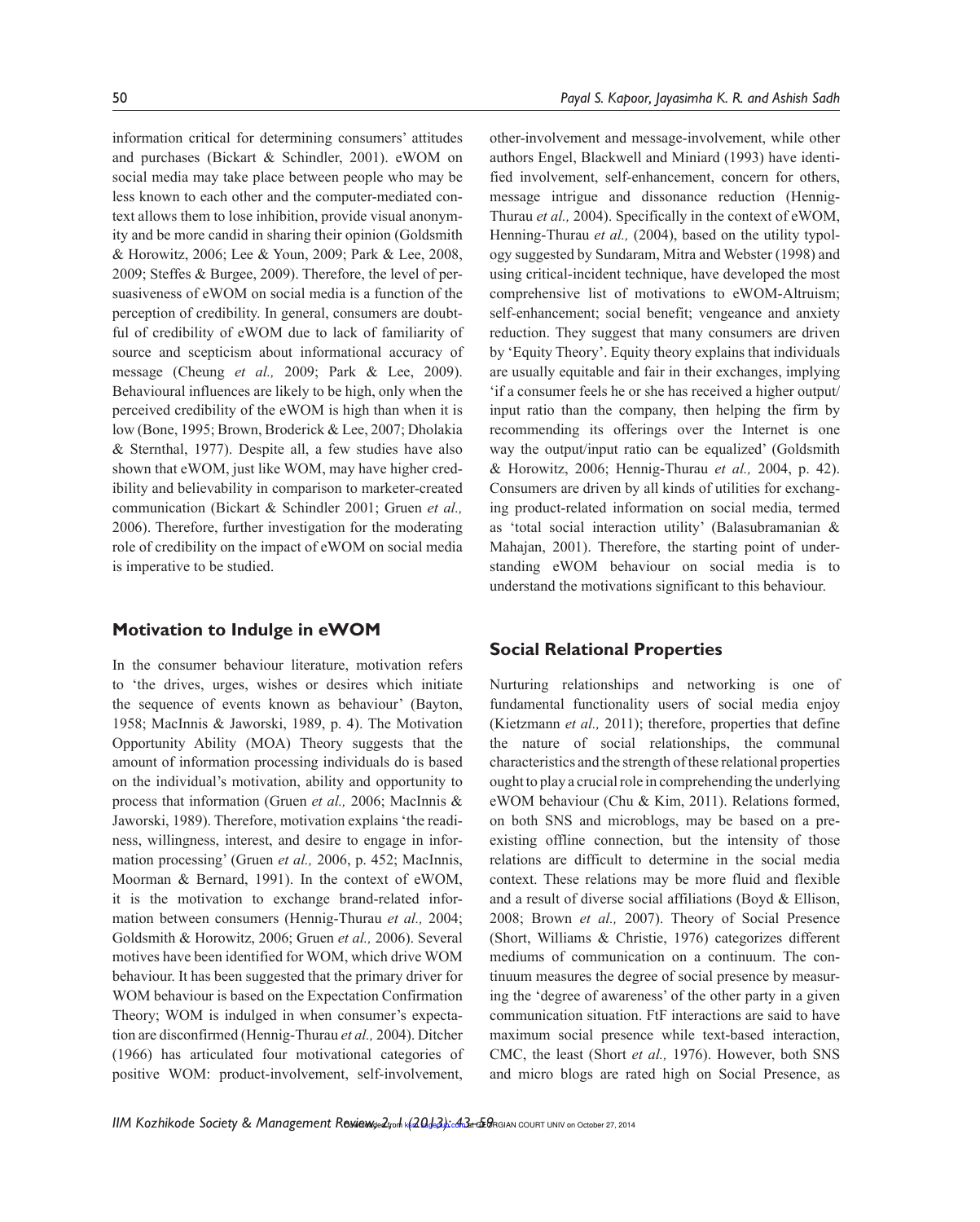information critical for determining consumers' attitudes and purchases (Bickart & Schindler, 2001). eWOM on social media may take place between people who may be less known to each other and the computer-mediated context allows them to lose inhibition, provide visual anonymity and be more candid in sharing their opinion (Goldsmith & Horowitz, 2006; Lee & Youn, 2009; Park & Lee, 2008, 2009; Steffes & Burgee, 2009). Therefore, the level of persuasiveness of eWOM on social media is a function of the perception of credibility. In general, consumers are doubtful of credibility of eWOM due to lack of familiarity of source and scepticism about informational accuracy of message (Cheung *et al.,* 2009; Park & Lee, 2009). Behavioural influences are likely to be high, only when the perceived credibility of the eWOM is high than when it is low (Bone, 1995; Brown, Broderick & Lee, 2007; Dholakia & Sternthal, 1977). Despite all, a few studies have also shown that eWOM, just like WOM, may have higher credibility and believability in comparison to marketer-created communication (Bickart & Schindler 2001; Gruen *et al.,* 2006). Therefore, further investigation for the moderating role of credibility on the impact of eWOM on social media is imperative to be studied.

## Motivation to Indulge in eWOM

In the consumer behaviour literature, motivation refers to 'the drives, urges, wishes or desires which initiate the sequence of events known as behaviour' (Bayton, 1958; MacInnis & Jaworski, 1989, p. 4). The Motivation Opportunity Ability (MOA) Theory suggests that the amount of information processing individuals do is based on the individual's motivation, ability and opportunity to process that information (Gruen *et al.,* 2006; MacInnis & Jaworski, 1989). Therefore, motivation explains 'the readiness, willingness, interest, and desire to engage in information processing' (Gruen *et al.,* 2006, p. 452; MacInnis, Moorman & Bernard, 1991). In the context of eWOM, it is the motivation to exchange brand-related information between consumers (Hennig-Thurau *et al.,* 2004; Goldsmith & Horowitz, 2006; Gruen *et al.,* 2006). Several motives have been identified for WOM, which drive WOM behaviour. It has been suggested that the primary driver for WOM behaviour is based on the Expectation Confirmation Theory; WOM is indulged in when consumer's expectation are disconfirmed (Hennig-Thurau *et al.,* 2004). Ditcher (1966) has articulated four motivational categories of positive WOM: product-involvement, self-involvement, other-involvement and message-involvement, while other authors Engel, Blackwell and Miniard (1993) have identified involvement, self-enhancement, concern for others, message intrigue and dissonance reduction (Hennig-Thurau *et al.,* 2004). Specifically in the context of eWOM, Henning-Thurau *et al.,* (2004), based on the utility typology suggested by Sundaram, Mitra and Webster (1998) and using critical-incident technique, have developed the most comprehensive list of motivations to eWOM-Altruism; self-enhancement; social benefit; vengeance and anxiety reduction. They suggest that many consumers are driven by 'Equity Theory'. Equity theory explains that individuals are usually equitable and fair in their exchanges, implying 'if a consumer feels he or she has received a higher output/input ratio than the company, then helping the firm by recommending its offerings over the Internet is one way the output/input ratio can be equalized' (Goldsmith & Horowitz, 2006; Hennig-Thurau *et al.,* 2004, p. 42). Consumers are driven by all kinds of utilities for exchanging product-related information on social media, termed as 'total social interaction utility' (Balasubramanian & Mahajan, 2001). Therefore, the starting point of understanding eWOM behaviour on social media is to understand the motivations significant to this behaviour.

## Social Relational Properties

Nurturing relationships and networking is one of fundamental functionality users of social media enjoy (Kietzmann *et al.,* 2011); therefore, properties that define the nature of social relationships, the communal characteristics and the strength of these relational properties ought to play a crucial role in comprehending the underlying eWOM behaviour (Chu & Kim, 2011). Relations formed, on both SNS and microblogs, may be based on a pre-existing offline connection, but the intensity of those relations are difficult to determine in the social media context. These relations may be more fluid and flexible and a result of diverse social affiliations (Boyd & Ellison, 2008; Brown *et al.,* 2007). Theory of Social Presence (Short, Williams & Christie, 1976) categorizes different mediums of communication on a continuum. The continuum measures the degree of social presence by measuring the 'degree of awareness' of the other party in a given communication situation. FtF interactions are said to have maximum social presence while text-based interaction, CMC, the least (Short *et al.,* 1976). However, both SNS and micro blogs are rated high on Social Presence, as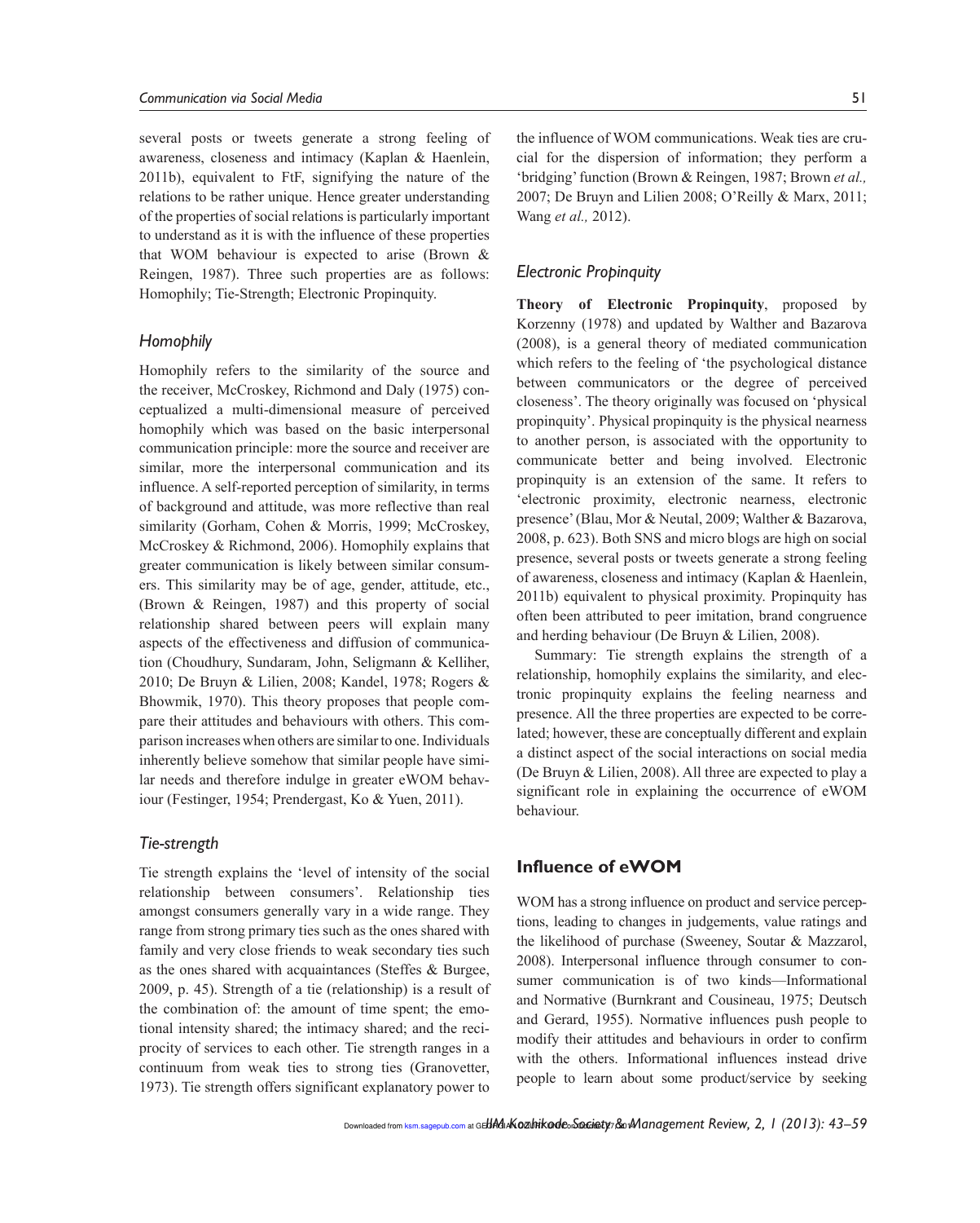several posts or tweets generate a strong feeling of awareness, closeness and intimacy (Kaplan & Haenlein, 2011b), equivalent to FtF, signifying the nature of the relations to be rather unique. Hence greater understanding of the properties of social relations is particularly important to understand as it is with the influence of these properties that WOM behaviour is expected to arise (Brown & Reingen, 1987). Three such properties are as follows: Homophily; Tie-Strength; Electronic Propinquity.

### *Homophily*

Homophily refers to the similarity of the source and the receiver, McCroskey, Richmond and Daly (1975) conceptualized a multi-dimensional measure of perceived homophily which was based on the basic interpersonal communication principle: more the source and receiver are similar, more the interpersonal communication and its influence. A self-reported perception of similarity, in terms of background and attitude, was more reflective than real similarity (Gorham, Cohen & Morris, 1999; McCroskey, McCroskey & Richmond, 2006). Homophily explains that greater communication is likely between similar consumers. This similarity may be of age, gender, attitude, etc., (Brown & Reingen, 1987) and this property of social relationship shared between peers will explain many aspects of the effectiveness and diffusion of communication (Choudhury, Sundaram, John, Seligmann & Kelliher, 2010; De Bruyn & Lilien, 2008; Kandel, 1978; Rogers & Bhowmik, 1970). This theory proposes that people compare their attitudes and behaviours with others. This comparison increases when others are similar to one. Individuals inherently believe somehow that similar people have similar needs and therefore indulge in greater eWOM behaviour (Festinger, 1954; Prendergast, Ko & Yuen, 2011).

### *Tie-strength*

Tie strength explains the 'level of intensity of the social relationship between consumers'. Relationship ties amongst consumers generally vary in a wide range. They range from strong primary ties such as the ones shared with family and very close friends to weak secondary ties such as the ones shared with acquaintances (Steffes & Burgee, 2009, p. 45). Strength of a tie (relationship) is a result of the combination of: the amount of time spent; the emotional intensity shared; the intimacy shared; and the reciprocity of services to each other. Tie strength ranges in a continuum from weak ties to strong ties (Granovetter, 1973). Tie strength offers significant explanatory power to the influence of WOM communications. Weak ties are crucial for the dispersion of information; they perform a 'bridging' function (Brown & Reingen, 1987; Brown *et al.,* 2007; De Bruyn and Lilien 2008; O'Reilly & Marx, 2011; Wang *et al.,* 2012).

### *Electronic Propinquity*

**Theory of Electronic Propinquity**, proposed by Korzenny (1978) and updated by Walther and Bazarova (2008), is a general theory of mediated communication which refers to the feeling of 'the psychological distance between communicators or the degree of perceived closeness'. The theory originally was focused on 'physical propinquity'. Physical propinquity is the physical nearness to another person, is associated with the opportunity to communicate better and being involved. Electronic propinquity is an extension of the same. It refers to 'electronic proximity, electronic nearness, electronic presence' (Blau, Mor & Neutal, 2009; Walther & Bazarova, 2008, p. 623). Both SNS and micro blogs are high on social presence, several posts or tweets generate a strong feeling of awareness, closeness and intimacy (Kaplan & Haenlein, 2011b) equivalent to physical proximity. Propinquity has often been attributed to peer imitation, brand congruence and herding behaviour (De Bruyn & Lilien, 2008).

Summary: Tie strength explains the strength of a relationship, homophily explains the similarity, and electronic propinquity explains the feeling nearness and presence. All the three properties are expected to be correlated; however, these are conceptually different and explain a distinct aspect of the social interactions on social media (De Bruyn & Lilien, 2008). All three are expected to play a significant role in explaining the occurrence of eWOM behaviour.

## Influence of eWOM

WOM has a strong influence on product and service perceptions, leading to changes in judgements, value ratings and the likelihood of purchase (Sweeney, Soutar & Mazzarol, 2008). Interpersonal influence through consumer to consumer communication is of two kinds—Informational and Normative (Burnkrant and Cousineau, 1975; Deutsch and Gerard, 1955). Normative influences push people to modify their attitudes and behaviours in order to confirm with the others. Informational influences instead drive people to learn about some product/service by seeking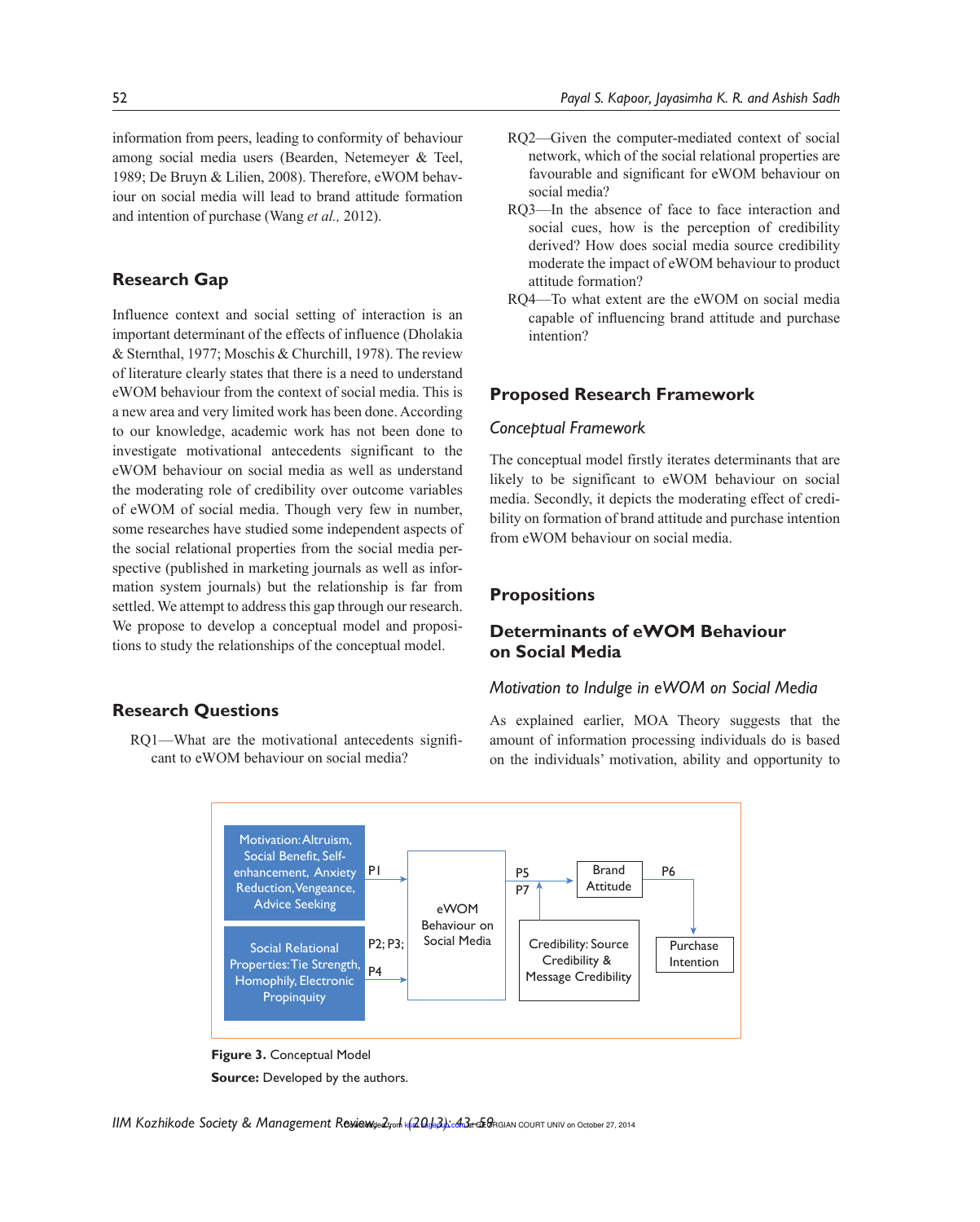information from peers, leading to conformity of behaviour among social media users (Bearden, Netemeyer & Teel, 1989; De Bruyn & Lilien, 2008). Therefore, eWOM behaviour on social media will lead to brand attitude formation and intention of purchase (Wang *et al.,* 2012).

## Research Gap

Influence context and social setting of interaction is an important determinant of the effects of influence (Dholakia & Sternthal, 1977; Moschis & Churchill, 1978). The review of literature clearly states that there is a need to understand eWOM behaviour from the context of social media. This is a new area and very limited work has been done. According to our knowledge, academic work has not been done to investigate motivational antecedents significant to the eWOM behaviour on social media as well as understand the moderating role of credibility over outcome variables of eWOM of social media. Though very few in number, some researches have studied some independent aspects of the social relational properties from the social media perspective (published in marketing journals as well as information system journals) but the relationship is far from settled. We attempt to address this gap through our research. We propose to develop a conceptual model and propositions to study the relationships of the conceptual model.

## Research Questions

RQ1—What are the motivational antecedents significant to eWOM behaviour on social media?

RQ2—Given the computer-mediated context of social network, which of the social relational properties are favourable and significant for eWOM behaviour on social media?

RQ3—In the absence of face to face interaction and social cues, how is the perception of credibility derived? How does social media source credibility moderate the impact of eWOM behaviour to product attitude formation?

RQ4—To what extent are the eWOM on social media capable of influencing brand attitude and purchase intention?

## Proposed Research Framework

### *Conceptual Framework*

The conceptual model firstly iterates determinants that are likely to be significant to eWOM behaviour on social media. Secondly, it depicts the moderating effect of credibility on formation of brand attitude and purchase intention from eWOM behaviour on social media.

## Propositions

## Determinants of eWOM Behaviour on Social Media

### *Motivation to Indulge in eWOM on Social Media*

As explained earlier, MOA Theory suggests that the amount of information processing individuals do is based on the individuals' motivation, ability and opportunity to

Motivation: Altruism, Social Benefit, Self-enhancement, Anxiety Reduction, Vengeance, Advice Seeking → P1 → eWOM Behaviour on Social Media

Social Relational Properties: Tie Strength, Homophily, Electronic Propinquity → P2; P3; P4 → eWOM Behaviour on Social Media

eWOM Behaviour on Social Media → P5 → Brand Attitude → P6 → Purchase Intention

Credibility: Source Credibility & Message Credibility → P7 → (moderates eWOM Behaviour on Social Media → Brand Attitude)

**Figure 3.** Conceptual Model

**Source:** Developed by the authors.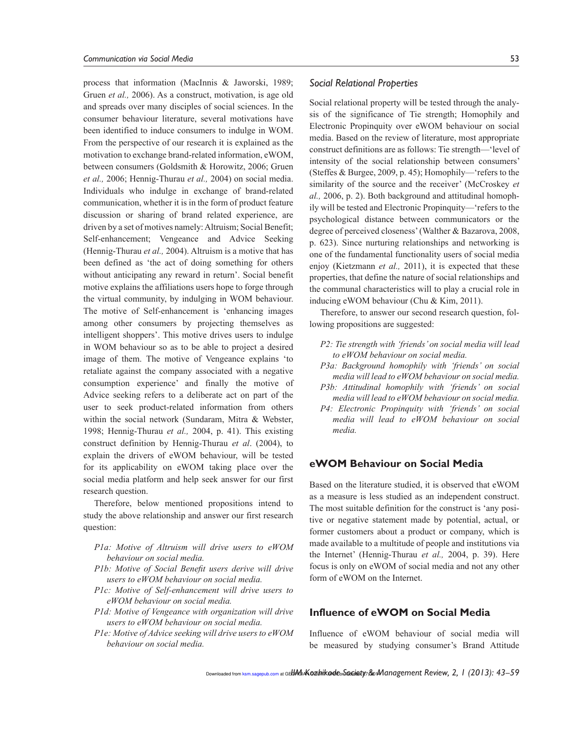process that information (MacInnis & Jaworski, 1989; Gruen *et al.,* 2006). As a construct, motivation, is age old and spreads over many disciples of social sciences. In the consumer behaviour literature, several motivations have been identified to induce consumers to indulge in WOM. From the perspective of our research it is explained as the motivation to exchange brand-related information, eWOM, between consumers (Goldsmith & Horowitz, 2006; Gruen *et al.,* 2006; Hennig-Thurau *et al.,* 2004) on social media. Individuals who indulge in exchange of brand-related communication, whether it is in the form of product feature discussion or sharing of brand related experience, are driven by a set of motives namely: Altruism; Social Benefit; Self-enhancement; Vengeance and Advice Seeking (Hennig-Thurau *et al.,* 2004). Altruism is a motive that has been defined as 'the act of doing something for others without anticipating any reward in return'. Social benefit motive explains the affiliations users hope to forge through the virtual community, by indulging in WOM behaviour. The motive of Self-enhancement is 'enhancing images among other consumers by projecting themselves as intelligent shoppers'. This motive drives users to indulge in WOM behaviour so as to be able to project a desired image of them. The motive of Vengeance explains 'to retaliate against the company associated with a negative consumption experience' and finally the motive of Advice seeking refers to a deliberate act on part of the user to seek product-related information from others within the social network (Sundaram, Mitra & Webster, 1998; Hennig-Thurau *et al.,* 2004, p. 41). This existing construct definition by Hennig-Thurau *et al*. (2004), to explain the drivers of eWOM behaviour, will be tested for its applicability on eWOM taking place over the social media platform and help seek answer for our first research question.

Therefore, below mentioned propositions intend to study the above relationship and answer our first research question:

- *P1a: Motive of Altruism will drive users to eWOM behaviour on social media.*
- *P1b: Motive of Social Benefit users derive will drive users to eWOM behaviour on social media.*
- *P1c: Motive of Self-enhancement will drive users to eWOM behaviour on social media.*
- *P1d: Motive of Vengeance with organization will drive users to eWOM behaviour on social media.*
- *P1e: Motive of Advice seeking will drive users to eWOM behaviour on social media.*

### Social Relational Properties

Social relational property will be tested through the analysis of the significance of Tie strength; Homophily and Electronic Propinquity over eWOM behaviour on social media. Based on the review of literature, most appropriate construct definitions are as follows: Tie strength—'level of intensity of the social relationship between consumers' (Steffes & Burgee, 2009, p. 45); Homophily—'refers to the similarity of the source and the receiver' (McCroskey *et al.,* 2006, p. 2). Both background and attitudinal homophily will be tested and Electronic Propinquity—'refers to the psychological distance between communicators or the degree of perceived closeness' (Walther & Bazarova, 2008, p. 623). Since nurturing relationships and networking is one of the fundamental functionality users of social media enjoy (Kietzmann *et al.,* 2011), it is expected that these properties, that define the nature of social relationships and the communal characteristics will to play a crucial role in inducing eWOM behaviour (Chu & Kim, 2011).

Therefore, to answer our second research question, following propositions are suggested:

- *P2: Tie strength with 'friends' on social media will lead to eWOM behaviour on social media.*
- *P3a: Background homophily with 'friends' on social media will lead to eWOM behaviour on social media.*
- *P3b: Attitudinal homophily with 'friends' on social media will lead to eWOM behaviour on social media.*
- *P4: Electronic Propinquity with 'friends' on social media will lead to eWOM behaviour on social media.*

## eWOM Behaviour on Social Media

Based on the literature studied, it is observed that eWOM as a measure is less studied as an independent construct. The most suitable definition for the construct is 'any positive or negative statement made by potential, actual, or former customers about a product or company, which is made available to a multitude of people and institutions via the Internet' (Hennig-Thurau *et al.,* 2004, p. 39). Here focus is only on eWOM of social media and not any other form of eWOM on the Internet.

## Influence of eWOM on Social Media

Influence of eWOM behaviour of social media will be measured by studying consumer's Brand Attitude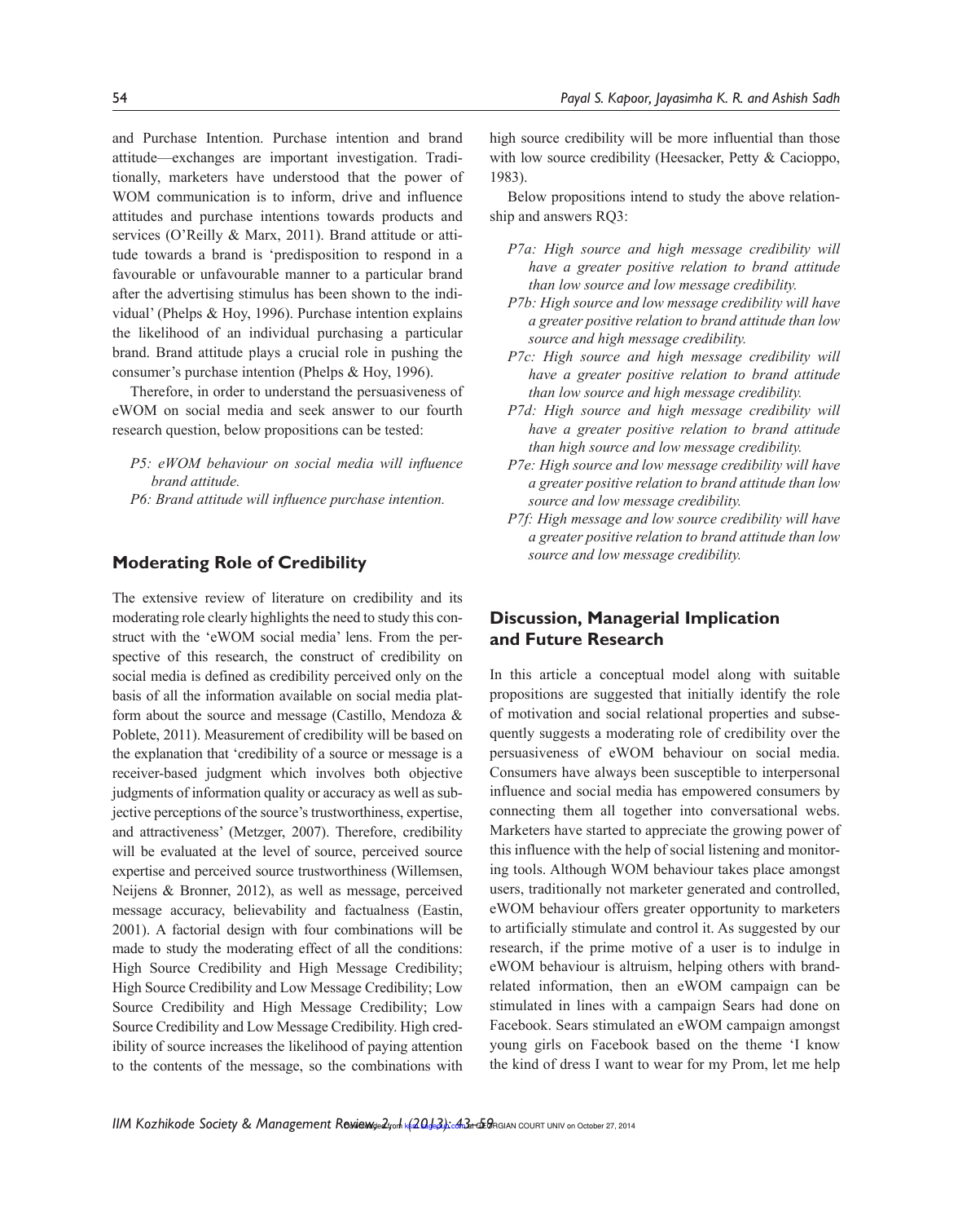and Purchase Intention. Purchase intention and brand attitude—exchanges are important investigation. Traditionally, marketers have understood that the power of WOM communication is to inform, drive and influence attitudes and purchase intentions towards products and services (O'Reilly & Marx, 2011). Brand attitude or attitude towards a brand is 'predisposition to respond in a favourable or unfavourable manner to a particular brand after the advertising stimulus has been shown to the individual' (Phelps & Hoy, 1996). Purchase intention explains the likelihood of an individual purchasing a particular brand. Brand attitude plays a crucial role in pushing the consumer's purchase intention (Phelps & Hoy, 1996).

Therefore, in order to understand the persuasiveness of eWOM on social media and seek answer to our fourth research question, below propositions can be tested:

*P5: eWOM behaviour on social media will influence brand attitude.*

*P6: Brand attitude will influence purchase intention.*

## Moderating Role of Credibility

The extensive review of literature on credibility and its moderating role clearly highlights the need to study this construct with the 'eWOM social media' lens. From the perspective of this research, the construct of credibility on social media is defined as credibility perceived only on the basis of all the information available on social media platform about the source and message (Castillo, Mendoza & Poblete, 2011). Measurement of credibility will be based on the explanation that 'credibility of a source or message is a receiver-based judgment which involves both objective judgments of information quality or accuracy as well as subjective perceptions of the source's trustworthiness, expertise, and attractiveness' (Metzger, 2007). Therefore, credibility will be evaluated at the level of source, perceived source expertise and perceived source trustworthiness (Willemsen, Neijens & Bronner, 2012), as well as message, perceived message accuracy, believability and factualness (Eastin, 2001). A factorial design with four combinations will be made to study the moderating effect of all the conditions: High Source Credibility and High Message Credibility; High Source Credibility and Low Message Credibility; Low Source Credibility and High Message Credibility; Low Source Credibility and Low Message Credibility. High credibility of source increases the likelihood of paying attention to the contents of the message, so the combinations with high source credibility will be more influential than those with low source credibility (Heesacker, Petty & Cacioppo, 1983).

Below propositions intend to study the above relationship and answers RQ3:

*P7a: High source and high message credibility will have a greater positive relation to brand attitude than low source and low message credibility.*

*P7b: High source and low message credibility will have a greater positive relation to brand attitude than low source and high message credibility.*

*P7c: High source and high message credibility will have a greater positive relation to brand attitude than low source and high message credibility.*

*P7d: High source and high message credibility will have a greater positive relation to brand attitude than high source and low message credibility.*

*P7e: High source and low message credibility will have a greater positive relation to brand attitude than low source and low message credibility.*

*P7f: High message and low source credibility will have a greater positive relation to brand attitude than low source and low message credibility.*

## Discussion, Managerial Implication and Future Research

In this article a conceptual model along with suitable propositions are suggested that initially identify the role of motivation and social relational properties and subsequently suggests a moderating role of credibility over the persuasiveness of eWOM behaviour on social media. Consumers have always been susceptible to interpersonal influence and social media has empowered consumers by connecting them all together into conversational webs. Marketers have started to appreciate the growing power of this influence with the help of social listening and monitoring tools. Although WOM behaviour takes place amongst users, traditionally not marketer generated and controlled, eWOM behaviour offers greater opportunity to marketers to artificially stimulate and control it. As suggested by our research, if the prime motive of a user is to indulge in eWOM behaviour is altruism, helping others with brand-related information, then an eWOM campaign can be stimulated in lines with a campaign Sears had done on Facebook. Sears stimulated an eWOM campaign amongst young girls on Facebook based on the theme 'I know the kind of dress I want to wear for my Prom, let me help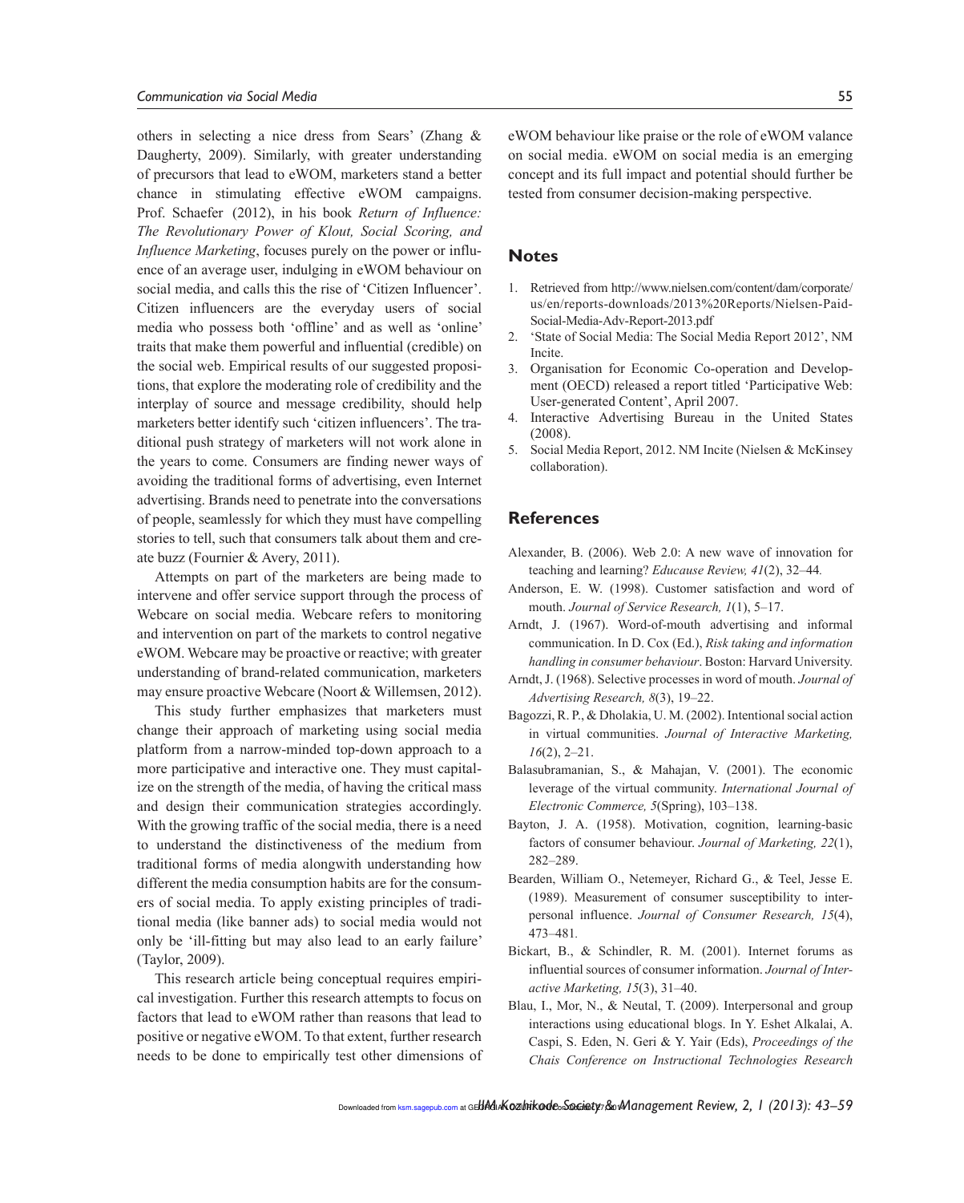others in selecting a nice dress from Sears' (Zhang & Daugherty, 2009). Similarly, with greater understanding of precursors that lead to eWOM, marketers stand a better chance in stimulating effective eWOM campaigns. Prof. Schaefer (2012), in his book *Return of Influence: The Revolutionary Power of Klout, Social Scoring, and Influence Marketing*, focuses purely on the power or influence of an average user, indulging in eWOM behaviour on social media, and calls this the rise of 'Citizen Influencer'. Citizen influencers are the everyday users of social media who possess both 'offline' and as well as 'online' traits that make them powerful and influential (credible) on the social web. Empirical results of our suggested propositions, that explore the moderating role of credibility and the interplay of source and message credibility, should help marketers better identify such 'citizen influencers'. The traditional push strategy of marketers will not work alone in the years to come. Consumers are finding newer ways of avoiding the traditional forms of advertising, even Internet advertising. Brands need to penetrate into the conversations of people, seamlessly for which they must have compelling stories to tell, such that consumers talk about them and create buzz (Fournier & Avery, 2011).

Attempts on part of the marketers are being made to intervene and offer service support through the process of Webcare on social media. Webcare refers to monitoring and intervention on part of the markets to control negative eWOM. Webcare may be proactive or reactive; with greater understanding of brand-related communication, marketers may ensure proactive Webcare (Noort & Willemsen, 2012).

This study further emphasizes that marketers must change their approach of marketing using social media platform from a narrow-minded top-down approach to a more participative and interactive one. They must capitalize on the strength of the media, of having the critical mass and design their communication strategies accordingly. With the growing traffic of the social media, there is a need to understand the distinctiveness of the medium from traditional forms of media alongwith understanding how different the media consumption habits are for the consumers of social media. To apply existing principles of traditional media (like banner ads) to social media would not only be 'ill-fitting but may also lead to an early failure' (Taylor, 2009).

This research article being conceptual requires empirical investigation. Further this research attempts to focus on factors that lead to eWOM rather than reasons that lead to positive or negative eWOM. To that extent, further research needs to be done to empirically test other dimensions of eWOM behaviour like praise or the role of eWOM valance on social media. eWOM on social media is an emerging concept and its full impact and potential should further be tested from consumer decision-making perspective.

## Notes

1. Retrieved from http://www.nielsen.com/content/dam/corporate/us/en/reports-downloads/2013%20Reports/Nielsen-Paid-Social-Media-Adv-Report-2013.pdf
2. 'State of Social Media: The Social Media Report 2012', NM Incite.
3. Organisation for Economic Co-operation and Development (OECD) released a report titled 'Participative Web: User-generated Content', April 2007.
4. Interactive Advertising Bureau in the United States (2008).
5. Social Media Report, 2012. NM Incite (Nielsen & McKinsey collaboration).

## References

Alexander, B. (2006). Web 2.0: A new wave of innovation for teaching and learning? *Educause Review, 41*(2), 32–44.

Anderson, E. W. (1998). Customer satisfaction and word of mouth. *Journal of Service Research, 1*(1), 5–17.

Arndt, J. (1967). Word-of-mouth advertising and informal communication. In D. Cox (Ed.), *Risk taking and information handling in consumer behaviour*. Boston: Harvard University.

Arndt, J. (1968). Selective processes in word of mouth. *Journal of Advertising Research, 8*(3), 19–22.

Bagozzi, R. P., & Dholakia, U. M. (2002). Intentional social action in virtual communities. *Journal of Interactive Marketing, 16*(2), 2–21.

Balasubramanian, S., & Mahajan, V. (2001). The economic leverage of the virtual community. *International Journal of Electronic Commerce, 5*(Spring), 103–138.

Bayton, J. A. (1958). Motivation, cognition, learning-basic factors of consumer behaviour. *Journal of Marketing, 22*(1), 282–289.

Bearden, William O., Netemeyer, Richard G., & Teel, Jesse E. (1989). Measurement of consumer susceptibility to interpersonal influence. *Journal of Consumer Research, 15*(4), 473–481.

Bickart, B., & Schindler, R. M. (2001). Internet forums as influential sources of consumer information. *Journal of Interactive Marketing, 15*(3), 31–40.

Blau, I., Mor, N., & Neutal, T. (2009). Interpersonal and group interactions using educational blogs. In Y. Eshet Alkalai, A. Caspi, S. Eden, N. Geri & Y. Yair (Eds), *Proceedings of the Chais Conference on Instructional Technologies Research*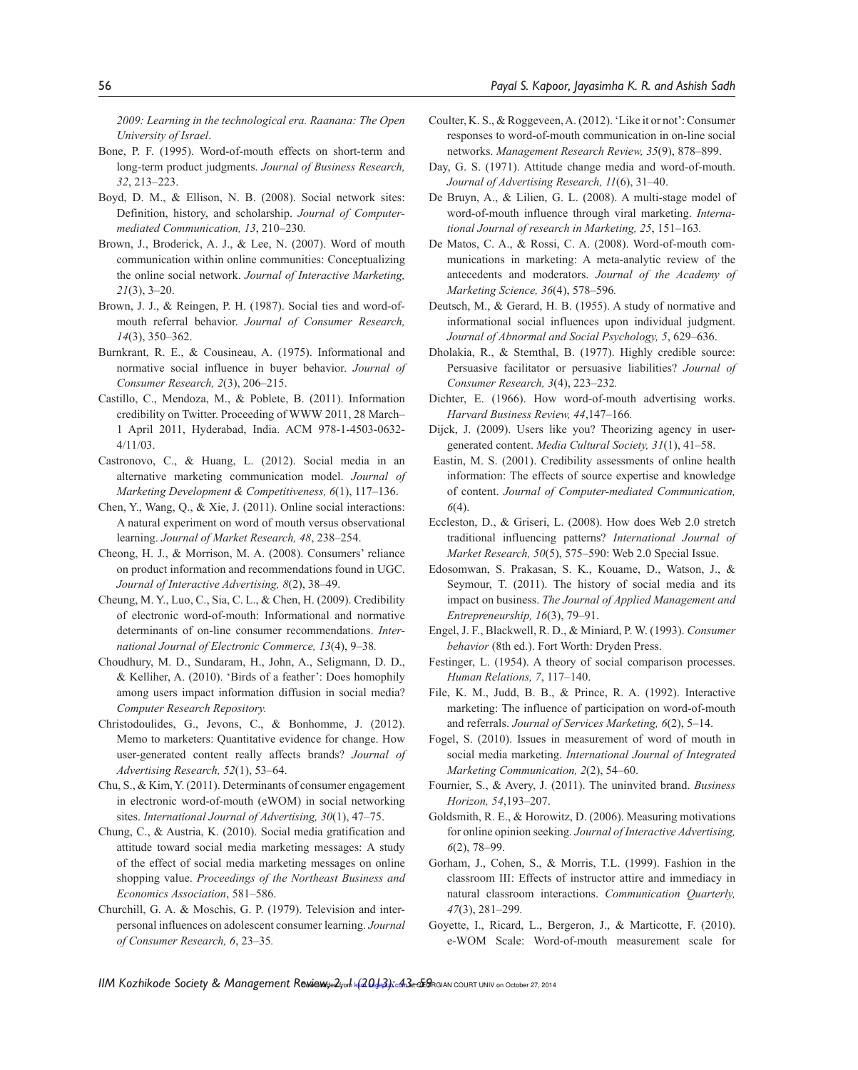*2009: Learning in the technological era. Raanana: The Open University of Israel*.

Bone, P. F. (1995). Word-of-mouth effects on short-term and long-term product judgments. *Journal of Business Research, 32*, 213–223.

Boyd, D. M., & Ellison, N. B. (2008). Social network sites: Definition, history, and scholarship. *Journal of Computer-mediated Communication, 13*, 210–230*.*

Brown, J., Broderick, A. J., & Lee, N. (2007). Word of mouth communication within online communities: Conceptualizing the online social network. *Journal of Interactive Marketing, 21*(3), 3–20.

Brown, J. J., & Reingen, P. H. (1987). Social ties and word-of-mouth referral behavior. *Journal of Consumer Research, 14*(3), 350–362.

Burnkrant, R. E., & Cousineau, A. (1975). Informational and normative social influence in buyer behavior. *Journal of Consumer Research, 2*(3), 206–215.

Castillo, C., Mendoza, M., & Poblete, B. (2011). Information credibility on Twitter. Proceeding of WWW 2011, 28 March–1 April 2011, Hyderabad, India. ACM 978-1-4503-0632-4/11/03.

Castronovo, C., & Huang, L. (2012). Social media in an alternative marketing communication model. *Journal of Marketing Development & Competitiveness, 6*(1), 117–136.

Chen, Y., Wang, Q., & Xie, J. (2011). Online social interactions: A natural experiment on word of mouth versus observational learning. *Journal of Market Research, 48*, 238–254.

Cheong, H. J., & Morrison, M. A. (2008). Consumers' reliance on product information and recommendations found in UGC. *Journal of Interactive Advertising, 8*(2), 38–49.

Cheung, M. Y., Luo, C., Sia, C. L., & Chen, H. (2009). Credibility of electronic word-of-mouth: Informational and normative determinants of on-line consumer recommendations. *International Journal of Electronic Commerce, 13*(4), 9–38*.*

Choudhury, M. D., Sundaram, H., John, A., Seligmann, D. D., & Kelliher, A. (2010). 'Birds of a feather': Does homophily among users impact information diffusion in social media? *Computer Research Repository.*

Christodoulides, G., Jevons, C., & Bonhomme, J. (2012). Memo to marketers: Quantitative evidence for change. How user-generated content really affects brands? *Journal of Advertising Research, 52*(1), 53–64.

Chu, S., & Kim, Y. (2011). Determinants of consumer engagement in electronic word-of-mouth (eWOM) in social networking sites. *International Journal of Advertising, 30*(1), 47–75.

Chung, C., & Austria, K. (2010). Social media gratification and attitude toward social media marketing messages: A study of the effect of social media marketing messages on online shopping value. *Proceedings of the Northeast Business and Economics Association*, 581–586.

Churchill, G. A. & Moschis, G. P. (1979). Television and interpersonal influences on adolescent consumer learning. *Journal of Consumer Research, 6*, 23–35*.*

Coulter, K. S., & Roggeveen, A. (2012). 'Like it or not': Consumer responses to word-of-mouth communication in on-line social networks. *Management Research Review, 35*(9), 878–899.

Day, G. S. (1971). Attitude change media and word-of-mouth. *Journal of Advertising Research, 11*(6), 31–40.

De Bruyn, A., & Lilien, G. L. (2008). A multi-stage model of word-of-mouth influence through viral marketing. *International Journal of research in Marketing, 25*, 151–163*.*

De Matos, C. A., & Rossi, C. A. (2008). Word-of-mouth communications in marketing: A meta-analytic review of the antecedents and moderators. *Journal of the Academy of Marketing Science, 36*(4), 578–596*.*

Deutsch, M., & Gerard, H. B. (1955). A study of normative and informational social influences upon individual judgment. *Journal of Abnormal and Social Psychology, 5*, 629–636.

Dholakia, R., & Stemthal, B. (1977). Highly credible source: Persuasive facilitator or persuasive liabilities? *Journal of Consumer Research, 3*(4), 223–232*.*

Dichter, E. (1966). How word-of-mouth advertising works. *Harvard Business Review, 44*,147–166*.*

Dijck, J. (2009). Users like you? Theorizing agency in user-generated content. *Media Cultural Society, 31*(1), 41–58.

Eastin, M. S. (2001). Credibility assessments of online health information: The effects of source expertise and knowledge of content. *Journal of Computer-mediated Communication, 6*(4).

Eccleston, D., & Griseri, L. (2008). How does Web 2.0 stretch traditional influencing patterns? *International Journal of Market Research, 50*(5), 575–590: Web 2.0 Special Issue.

Edosomwan, S. Prakasan, S. K., Kouame, D., Watson, J., & Seymour, T. (2011). The history of social media and its impact on business. *The Journal of Applied Management and Entrepreneurship, 16*(3), 79–91.

Engel, J. F., Blackwell, R. D., & Miniard, P. W. (1993). *Consumer behavior* (8th ed.). Fort Worth: Dryden Press.

Festinger, L. (1954). A theory of social comparison processes. *Human Relations, 7*, 117–140.

File, K. M., Judd, B. B., & Prince, R. A. (1992). Interactive marketing: The influence of participation on word-of-mouth and referrals. *Journal of Services Marketing, 6*(2), 5–14.

Fogel, S. (2010). Issues in measurement of word of mouth in social media marketing. *International Journal of Integrated Marketing Communication, 2*(2), 54–60.

Fournier, S., & Avery, J. (2011). The uninvited brand. *Business Horizon, 54*,193–207.

Goldsmith, R. E., & Horowitz, D. (2006). Measuring motivations for online opinion seeking. *Journal of Interactive Advertising, 6*(2), 78–99.

Gorham, J., Cohen, S., & Morris, T.L. (1999). Fashion in the classroom III: Effects of instructor attire and immediacy in natural classroom interactions. *Communication Quarterly, 47*(3), 281–299*.*

Goyette, I., Ricard, L., Bergeron, J., & Marticotte, F. (2010). e-WOM Scale: Word-of-mouth measurement scale for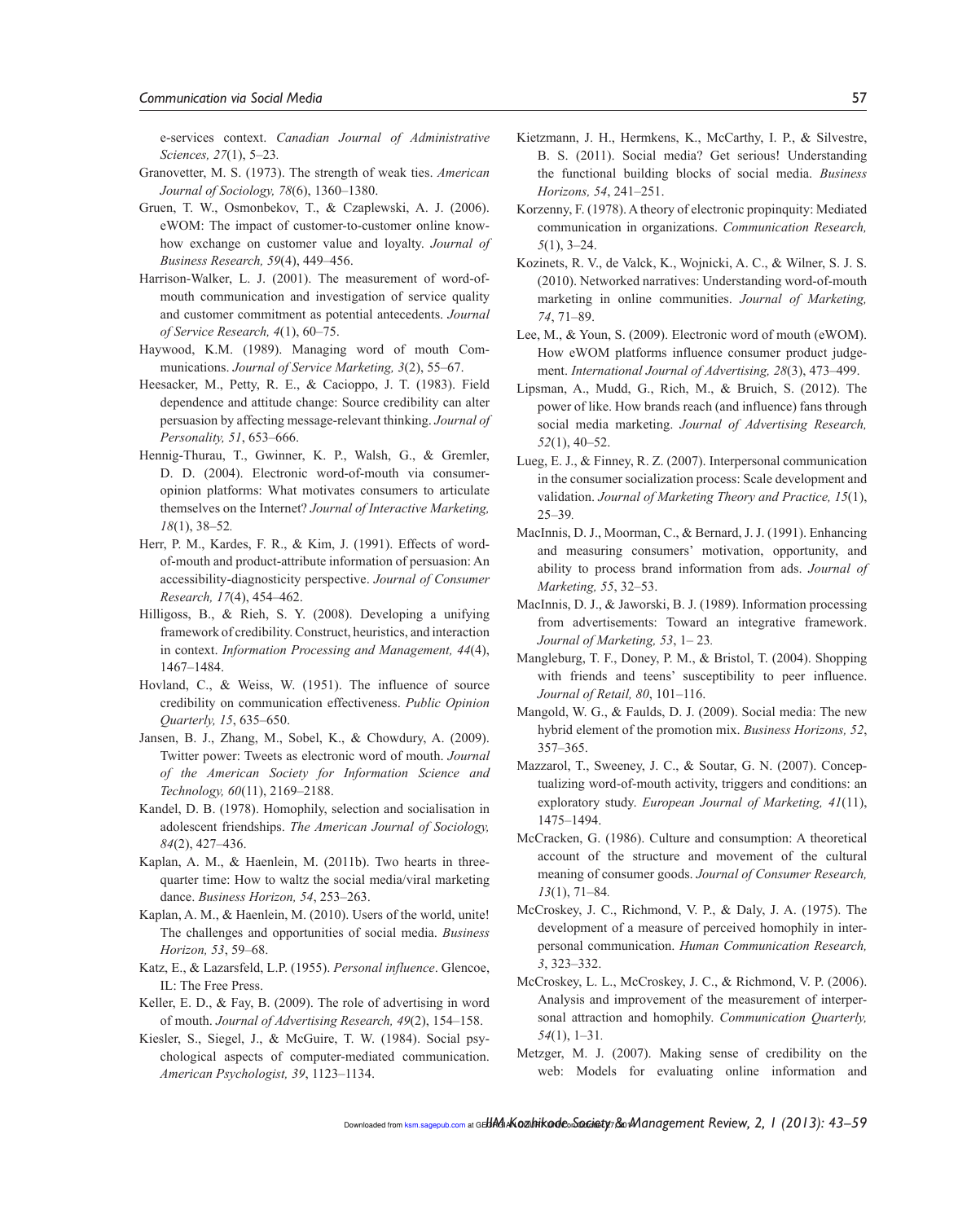e-services context. *Canadian Journal of Administrative Sciences, 27*(1), 5–23.

Granovetter, M. S. (1973). The strength of weak ties. *American Journal of Sociology, 78*(6), 1360–1380.

Gruen, T. W., Osmonbekov, T., & Czaplewski, A. J. (2006). eWOM: The impact of customer-to-customer online know-how exchange on customer value and loyalty. *Journal of Business Research, 59*(4), 449–456.

Harrison-Walker, L. J. (2001). The measurement of word-of-mouth communication and investigation of service quality and customer commitment as potential antecedents. *Journal of Service Research, 4*(1), 60–75.

Haywood, K.M. (1989). Managing word of mouth Communications. *Journal of Service Marketing, 3*(2), 55–67.

Heesacker, M., Petty, R. E., & Cacioppo, J. T. (1983). Field dependence and attitude change: Source credibility can alter persuasion by affecting message-relevant thinking. *Journal of Personality, 51*, 653–666.

Hennig-Thurau, T., Gwinner, K. P., Walsh, G., & Gremler, D. D. (2004). Electronic word-of-mouth via consumer-opinion platforms: What motivates consumers to articulate themselves on the Internet? *Journal of Interactive Marketing, 18*(1), 38–52.

Herr, P. M., Kardes, F. R., & Kim, J. (1991). Effects of word-of-mouth and product-attribute information of persuasion: An accessibility-diagnosticity perspective. *Journal of Consumer Research, 17*(4), 454–462.

Hilligoss, B., & Rieh, S. Y. (2008). Developing a unifying framework of credibility. Construct, heuristics, and interaction in context. *Information Processing and Management, 44*(4), 1467–1484.

Hovland, C., & Weiss, W. (1951). The influence of source credibility on communication effectiveness. *Public Opinion Quarterly, 15*, 635–650.

Jansen, B. J., Zhang, M., Sobel, K., & Chowdury, A. (2009). Twitter power: Tweets as electronic word of mouth. *Journal of the American Society for Information Science and Technology, 60*(11), 2169–2188.

Kandel, D. B. (1978). Homophily, selection and socialisation in adolescent friendships. *The American Journal of Sociology, 84*(2), 427–436.

Kaplan, A. M., & Haenlein, M. (2011b). Two hearts in three-quarter time: How to waltz the social media/viral marketing dance. *Business Horizon, 54*, 253–263.

Kaplan, A. M., & Haenlein, M. (2010). Users of the world, unite! The challenges and opportunities of social media. *Business Horizon, 53*, 59–68.

Katz, E., & Lazarsfeld, L.P. (1955). *Personal influence*. Glencoe, IL: The Free Press.

Keller, E. D., & Fay, B. (2009). The role of advertising in word of mouth. *Journal of Advertising Research, 49*(2), 154–158.

Kiesler, S., Siegel, J., & McGuire, T. W. (1984). Social psychological aspects of computer-mediated communication. *American Psychologist, 39*, 1123–1134.

Kietzmann, J. H., Hermkens, K., McCarthy, I. P., & Silvestre, B. S. (2011). Social media? Get serious! Understanding the functional building blocks of social media. *Business Horizons, 54*, 241–251.

Korzenny, F. (1978). A theory of electronic propinquity: Mediated communication in organizations. *Communication Research, 5*(1), 3–24.

Kozinets, R. V., de Valck, K., Wojnicki, A. C., & Wilner, S. J. S. (2010). Networked narratives: Understanding word-of-mouth marketing in online communities. *Journal of Marketing, 74*, 71–89.

Lee, M., & Youn, S. (2009). Electronic word of mouth (eWOM). How eWOM platforms influence consumer product judgement. *International Journal of Advertising, 28*(3), 473–499.

Lipsman, A., Mudd, G., Rich, M., & Bruich, S. (2012). The power of like. How brands reach (and influence) fans through social media marketing. *Journal of Advertising Research, 52*(1), 40–52.

Lueg, E. J., & Finney, R. Z. (2007). Interpersonal communication in the consumer socialization process: Scale development and validation. *Journal of Marketing Theory and Practice, 15*(1), 25–39.

MacInnis, D. J., Moorman, C., & Bernard, J. J. (1991). Enhancing and measuring consumers' motivation, opportunity, and ability to process brand information from ads. *Journal of Marketing, 55*, 32–53.

MacInnis, D. J., & Jaworski, B. J. (1989). Information processing from advertisements: Toward an integrative framework. *Journal of Marketing, 53*, 1– 23.

Mangleburg, T. F., Doney, P. M., & Bristol, T. (2004). Shopping with friends and teens' susceptibility to peer influence. *Journal of Retail, 80*, 101–116.

Mangold, W. G., & Faulds, D. J. (2009). Social media: The new hybrid element of the promotion mix. *Business Horizons, 52*, 357–365.

Mazzarol, T., Sweeney, J. C., & Soutar, G. N. (2007). Conceptualizing word-of-mouth activity, triggers and conditions: an exploratory study. *European Journal of Marketing, 41*(11), 1475–1494.

McCracken, G. (1986). Culture and consumption: A theoretical account of the structure and movement of the cultural meaning of consumer goods. *Journal of Consumer Research, 13*(1), 71–84.

McCroskey, J. C., Richmond, V. P., & Daly, J. A. (1975). The development of a measure of perceived homophily in interpersonal communication. *Human Communication Research, 3*, 323–332.

McCroskey, L. L., McCroskey, J. C., & Richmond, V. P. (2006). Analysis and improvement of the measurement of interpersonal attraction and homophily. *Communication Quarterly, 54*(1), 1–31.

Metzger, M. J. (2007). Making sense of credibility on the web: Models for evaluating online information and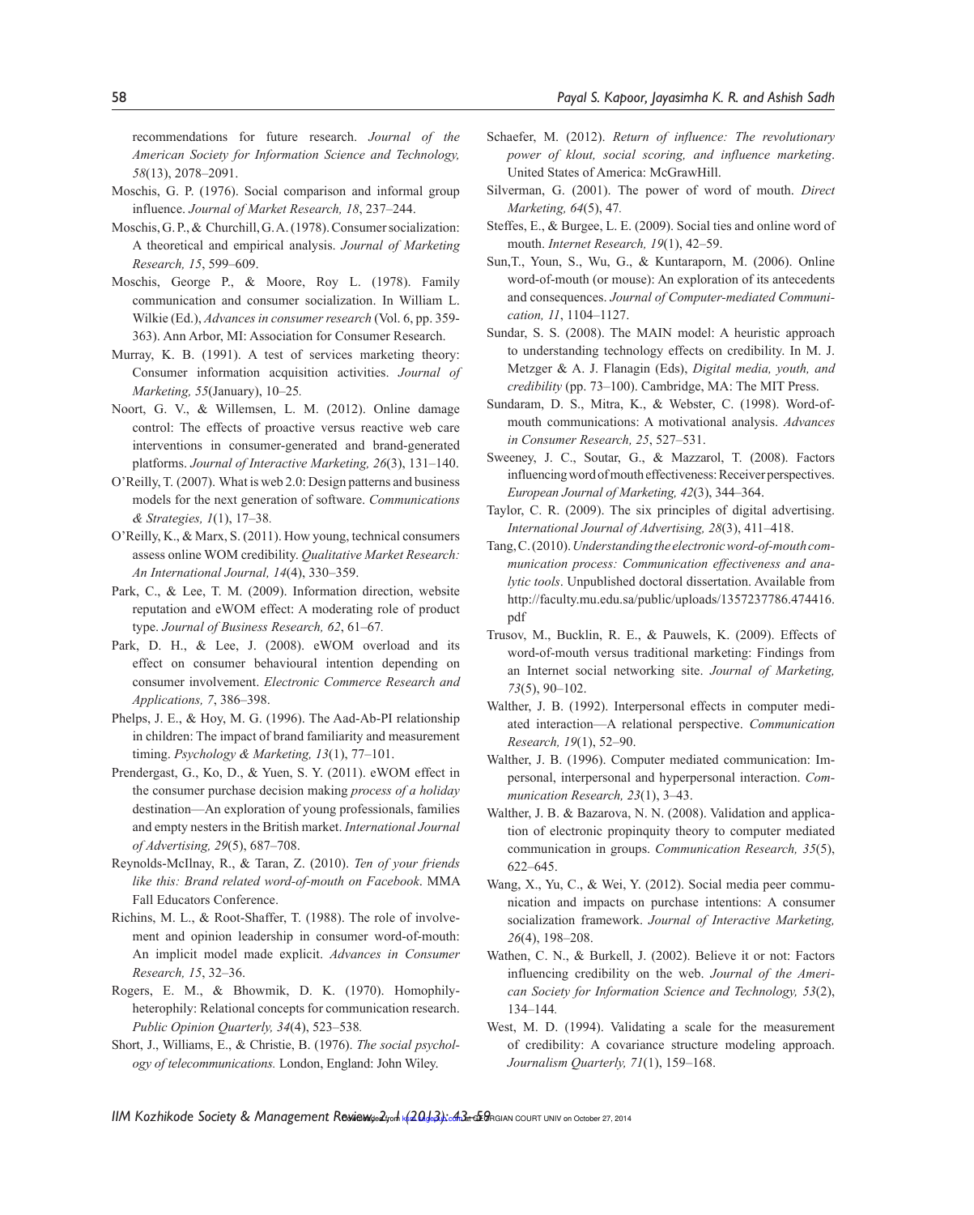recommendations for future research. *Journal of the American Society for Information Science and Technology, 58*(13), 2078–2091.

Moschis, G. P. (1976). Social comparison and informal group influence. *Journal of Market Research, 18*, 237–244.

Moschis, G. P., & Churchill, G. A. (1978). Consumer socialization: A theoretical and empirical analysis. *Journal of Marketing Research, 15*, 599–609.

Moschis, George P., & Moore, Roy L. (1978). Family communication and consumer socialization. In William L. Wilkie (Ed.), *Advances in consumer research* (Vol. 6, pp. 359-363). Ann Arbor, MI: Association for Consumer Research.

Murray, K. B. (1991). A test of services marketing theory: Consumer information acquisition activities. *Journal of Marketing, 55*(January), 10–25*.*

Noort, G. V., & Willemsen, L. M. (2012). Online damage control: The effects of proactive versus reactive web care interventions in consumer-generated and brand-generated platforms. *Journal of Interactive Marketing, 26*(3), 131–140.

O'Reilly, T. (2007). What is web 2.0: Design patterns and business models for the next generation of software. *Communications & Strategies, 1*(1), 17–38.

O'Reilly, K., & Marx, S. (2011). How young, technical consumers assess online WOM credibility. *Qualitative Market Research: An International Journal, 14*(4), 330–359.

Park, C., & Lee, T. M. (2009). Information direction, website reputation and eWOM effect: A moderating role of product type. *Journal of Business Research, 62*, 61–67*.*

Park, D. H., & Lee, J. (2008). eWOM overload and its effect on consumer behavioural intention depending on consumer involvement. *Electronic Commerce Research and Applications, 7*, 386–398.

Phelps, J. E., & Hoy, M. G. (1996). The Aad-Ab-PI relationship in children: The impact of brand familiarity and measurement timing. *Psychology & Marketing, 13*(1), 77–101.

Prendergast, G., Ko, D., & Yuen, S. Y. (2011). eWOM effect in the consumer purchase decision making *process of a holiday* destination—An exploration of young professionals, families and empty nesters in the British market. *International Journal of Advertising, 29*(5), 687–708.

Reynolds-McIlnay, R., & Taran, Z. (2010). *Ten of your friends like this: Brand related word-of-mouth on Facebook*. MMA Fall Educators Conference.

Richins, M. L., & Root-Shaffer, T. (1988). The role of involvement and opinion leadership in consumer word-of-mouth: An implicit model made explicit. *Advances in Consumer Research, 15*, 32–36.

Rogers, E. M., & Bhowmik, D. K. (1970). Homophily-heterophily: Relational concepts for communication research. *Public Opinion Quarterly, 34*(4), 523–538*.*

Short, J., Williams, E., & Christie, B. (1976). *The social psychology of telecommunications.* London, England: John Wiley.

Schaefer, M. (2012). *Return of influence: The revolutionary power of klout, social scoring, and influence marketing*. United States of America: McGrawHill.

Silverman, G. (2001). The power of word of mouth. *Direct Marketing, 64*(5), 47*.*

Steffes, E., & Burgee, L. E. (2009). Social ties and online word of mouth. *Internet Research, 19*(1), 42–59.

Sun,T., Youn, S., Wu, G., & Kuntaraporn, M. (2006). Online word-of-mouth (or mouse): An exploration of its antecedents and consequences. *Journal of Computer-mediated Communication, 11*, 1104–1127.

Sundar, S. S. (2008). The MAIN model: A heuristic approach to understanding technology effects on credibility. In M. J. Metzger & A. J. Flanagin (Eds), *Digital media, youth, and credibility* (pp. 73–100). Cambridge, MA: The MIT Press.

Sundaram, D. S., Mitra, K., & Webster, C. (1998). Word-of-mouth communications: A motivational analysis. *Advances in Consumer Research, 25*, 527–531.

Sweeney, J. C., Soutar, G., & Mazzarol, T. (2008). Factors influencing word of mouth effectiveness: Receiver perspectives. *European Journal of Marketing, 42*(3), 344–364.

Taylor, C. R. (2009). The six principles of digital advertising. *International Journal of Advertising, 28*(3), 411–418.

Tang, C. (2010). *Understanding the electronic word-of-mouth communication process: Communication effectiveness and analytic tools*. Unpublished doctoral dissertation. Available from http://faculty.mu.edu.sa/public/uploads/1357237786.474416.pdf

Trusov, M., Bucklin, R. E., & Pauwels, K. (2009). Effects of word-of-mouth versus traditional marketing: Findings from an Internet social networking site. *Journal of Marketing, 73*(5), 90–102.

Walther, J. B. (1992). Interpersonal effects in computer mediated interaction—A relational perspective. *Communication Research, 19*(1), 52–90.

Walther, J. B. (1996). Computer mediated communication: Impersonal, interpersonal and hyperpersonal interaction. *Communication Research, 23*(1), 3–43.

Walther, J. B. & Bazarova, N. N. (2008). Validation and application of electronic propinquity theory to computer mediated communication in groups. *Communication Research, 35*(5), 622–645.

Wang, X., Yu, C., & Wei, Y. (2012). Social media peer communication and impacts on purchase intentions: A consumer socialization framework. *Journal of Interactive Marketing, 26*(4), 198–208.

Wathen, C. N., & Burkell, J. (2002). Believe it or not: Factors influencing credibility on the web. *Journal of the American Society for Information Science and Technology, 53*(2), 134–144*.*

West, M. D. (1994). Validating a scale for the measurement of credibility: A covariance structure modeling approach. *Journalism Quarterly, 71*(1), 159–168.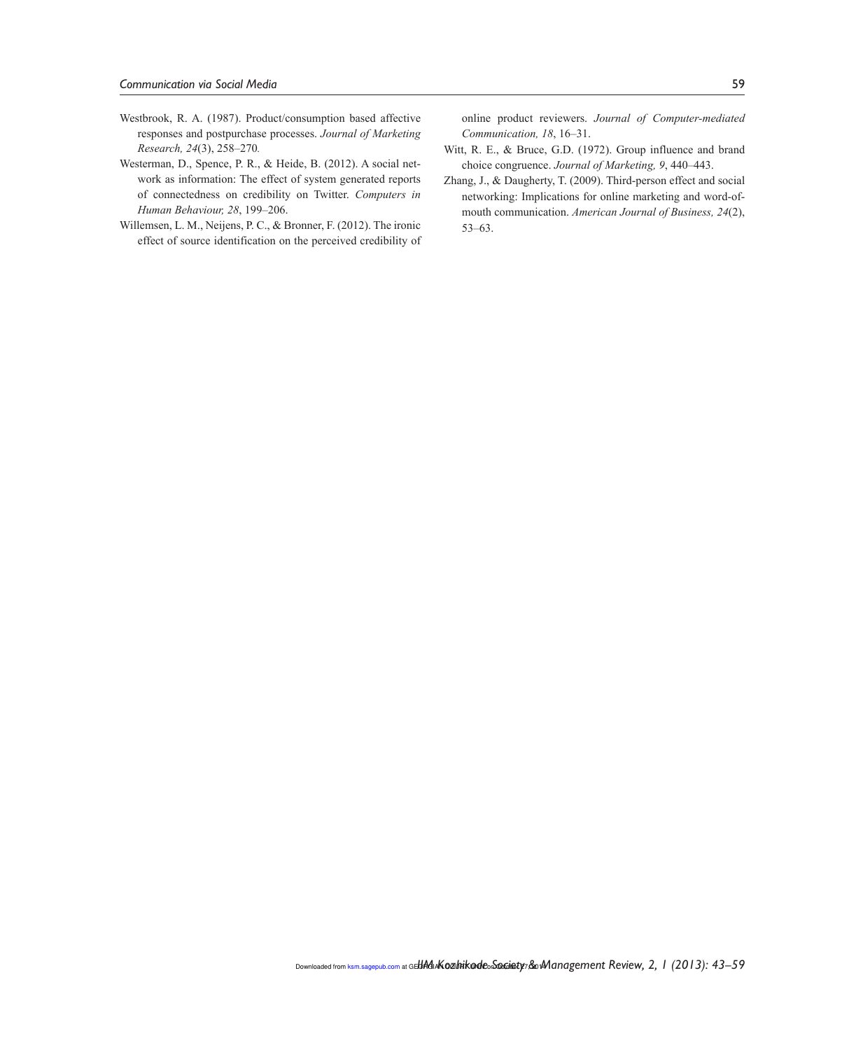Westbrook, R. A. (1987). Product/consumption based affective responses and postpurchase processes. *Journal of Marketing Research, 24*(3), 258–270.

Westerman, D., Spence, P. R., & Heide, B. (2012). A social network as information: The effect of system generated reports of connectedness on credibility on Twitter. *Computers in Human Behaviour, 28*, 199–206.

Willemsen, L. M., Neijens, P. C., & Bronner, F. (2012). The ironic effect of source identification on the perceived credibility of online product reviewers. *Journal of Computer-mediated Communication, 18*, 16–31.

Witt, R. E., & Bruce, G.D. (1972). Group influence and brand choice congruence. *Journal of Marketing, 9*, 440–443.

Zhang, J., & Daugherty, T. (2009). Third-person effect and social networking: Implications for online marketing and word-of-mouth communication. *American Journal of Business, 24*(2), 53–63.